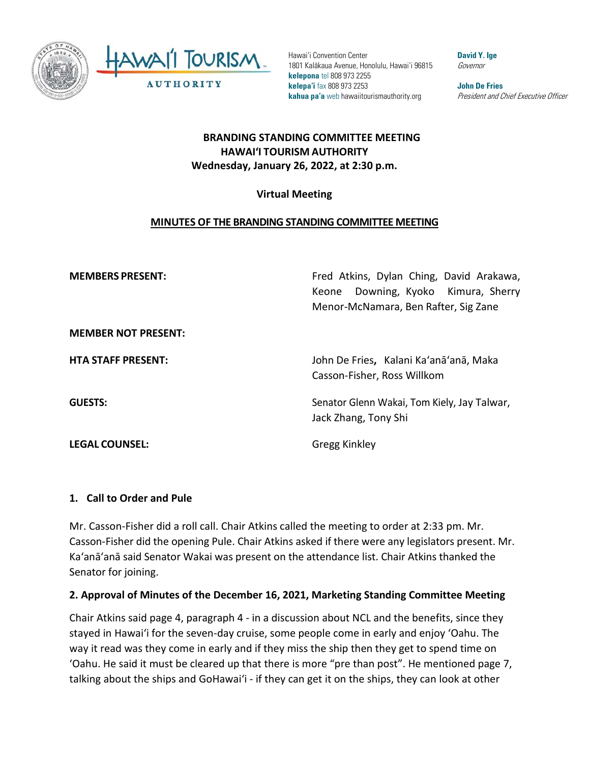Hawaiʻi Convention Center
1801 Kalākaua Avenue, Honolulu, Hawaiʻi 96815
**kelepona** tel 808 973 2255
**kelepaʻi** fax 808 973 2253
**kahua paʻa** web hawaiitourismauthority.org

**David Y. Ige**
*Governor*

**John De Fries**
*President and Chief Executive Officer*

# BRANDING STANDING COMMITTEE MEETING
# HAWAIʻI TOURISM AUTHORITY
**Wednesday, January 26, 2022, at 2:30 p.m.**

**Virtual Meeting**

## MINUTES OF THE BRANDING STANDING COMMITTEE MEETING

| | |
|---|---|
| **MEMBERS PRESENT:** | Fred Atkins, Dylan Ching, David Arakawa, Keone Downing, Kyoko Kimura, Sherry Menor-McNamara, Ben Rafter, Sig Zane |
| **MEMBER NOT PRESENT:** | |
| **HTA STAFF PRESENT:** | John De Fries, Kalani Kaʻanāʻanā, Maka Casson-Fisher, Ross Willkom |
| **GUESTS:** | Senator Glenn Wakai, Tom Kiely, Jay Talwar, Jack Zhang, Tony Shi |
| **LEGAL COUNSEL:** | Gregg Kinkley |

### 1. Call to Order and Pule

Mr. Casson-Fisher did a roll call. Chair Atkins called the meeting to order at 2:33 pm. Mr. Casson-Fisher did the opening Pule. Chair Atkins asked if there were any legislators present. Mr. Kaʻanāʻanā said Senator Wakai was present on the attendance list. Chair Atkins thanked the Senator for joining.

### 2. Approval of Minutes of the December 16, 2021, Marketing Standing Committee Meeting

Chair Atkins said page 4, paragraph 4 - in a discussion about NCL and the benefits, since they stayed in Hawaiʻi for the seven-day cruise, some people come in early and enjoy ʻOahu. The way it read was they come in early and if they miss the ship then they get to spend time on ʻOahu. He said it must be cleared up that there is more "pre than post". He mentioned page 7, talking about the ships and GoHawaiʻi - if they can get it on the ships, they can look at other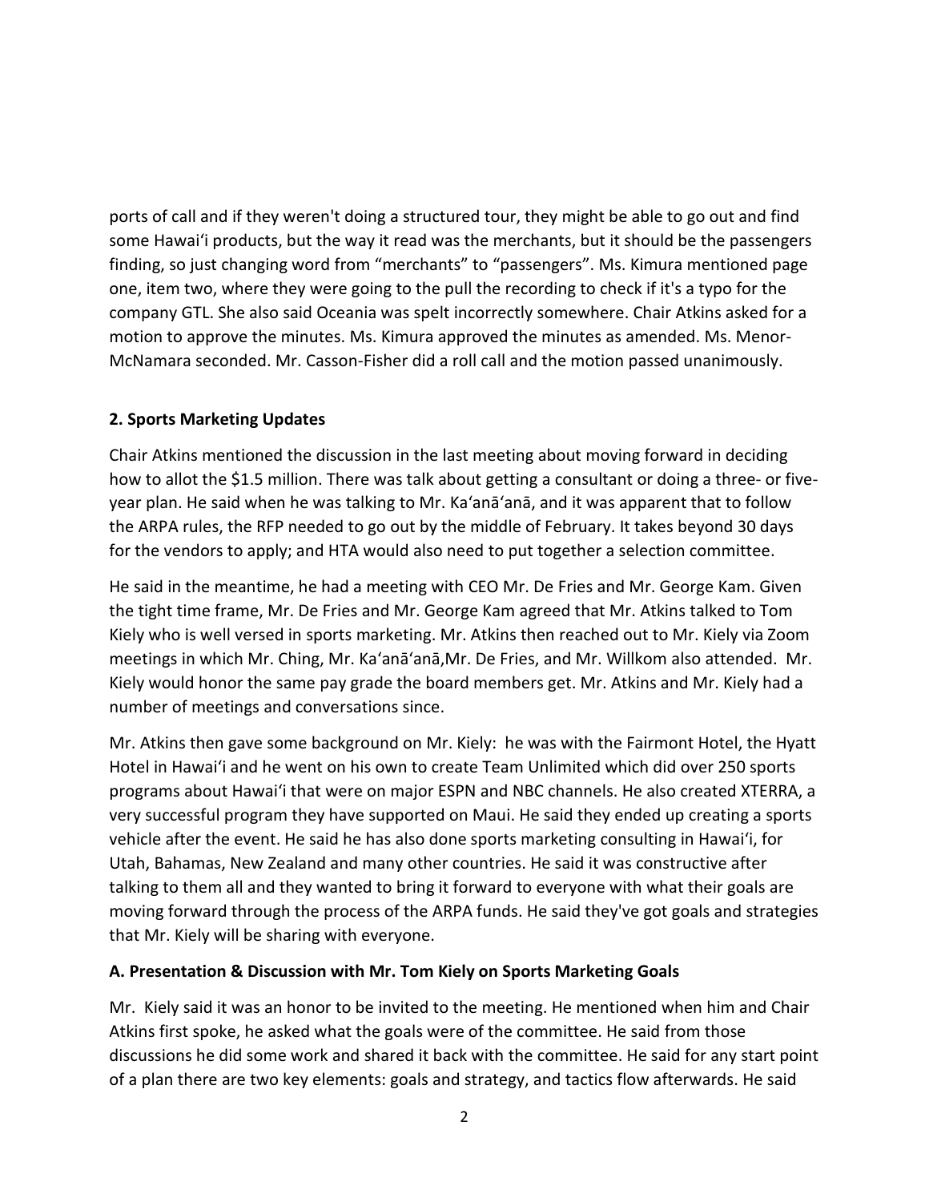ports of call and if they weren't doing a structured tour, they might be able to go out and find some Hawaiʻi products, but the way it read was the merchants, but it should be the passengers finding, so just changing word from "merchants" to "passengers". Ms. Kimura mentioned page one, item two, where they were going to the pull the recording to check if it's a typo for the company GTL. She also said Oceania was spelt incorrectly somewhere. Chair Atkins asked for a motion to approve the minutes. Ms. Kimura approved the minutes as amended. Ms. Menor-McNamara seconded. Mr. Casson-Fisher did a roll call and the motion passed unanimously.

## 2. Sports Marketing Updates

Chair Atkins mentioned the discussion in the last meeting about moving forward in deciding how to allot the $1.5 million. There was talk about getting a consultant or doing a three- or five-year plan. He said when he was talking to Mr. Kaʻanāʻanā, and it was apparent that to follow the ARPA rules, the RFP needed to go out by the middle of February. It takes beyond 30 days for the vendors to apply; and HTA would also need to put together a selection committee.

He said in the meantime, he had a meeting with CEO Mr. De Fries and Mr. George Kam. Given the tight time frame, Mr. De Fries and Mr. George Kam agreed that Mr. Atkins talked to Tom Kiely who is well versed in sports marketing. Mr. Atkins then reached out to Mr. Kiely via Zoom meetings in which Mr. Ching, Mr. Kaʻanāʻanā,Mr. De Fries, and Mr. Willkom also attended. Mr. Kiely would honor the same pay grade the board members get. Mr. Atkins and Mr. Kiely had a number of meetings and conversations since.

Mr. Atkins then gave some background on Mr. Kiely: he was with the Fairmont Hotel, the Hyatt Hotel in Hawaiʻi and he went on his own to create Team Unlimited which did over 250 sports programs about Hawaiʻi that were on major ESPN and NBC channels. He also created XTERRA, a very successful program they have supported on Maui. He said they ended up creating a sports vehicle after the event. He said he has also done sports marketing consulting in Hawaiʻi, for Utah, Bahamas, New Zealand and many other countries. He said it was constructive after talking to them all and they wanted to bring it forward to everyone with what their goals are moving forward through the process of the ARPA funds. He said they've got goals and strategies that Mr. Kiely will be sharing with everyone.

### A. Presentation & Discussion with Mr. Tom Kiely on Sports Marketing Goals

Mr. Kiely said it was an honor to be invited to the meeting. He mentioned when him and Chair Atkins first spoke, he asked what the goals were of the committee. He said from those discussions he did some work and shared it back with the committee. He said for any start point of a plan there are two key elements: goals and strategy, and tactics flow afterwards. He said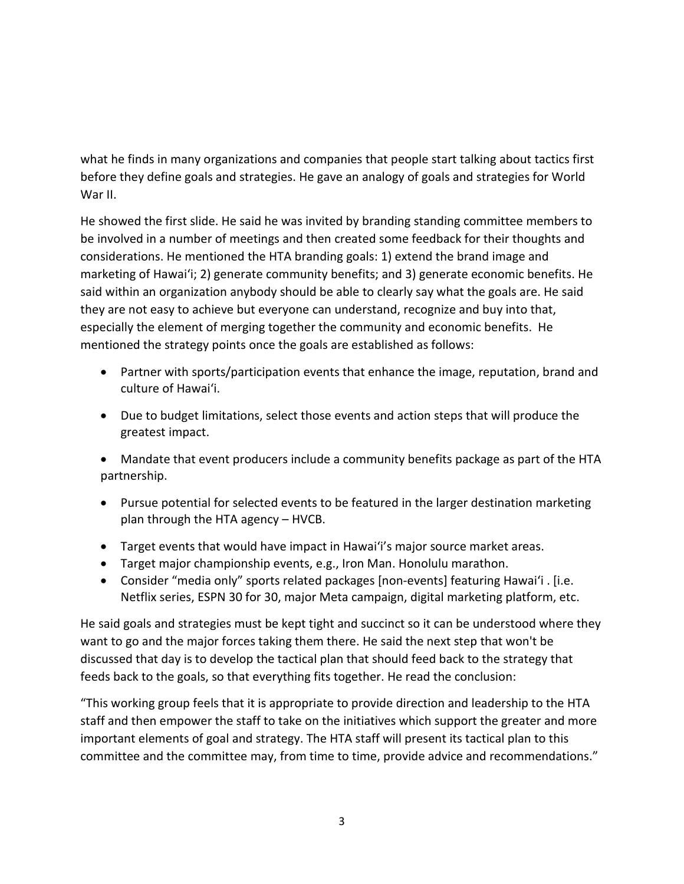what he finds in many organizations and companies that people start talking about tactics first before they define goals and strategies. He gave an analogy of goals and strategies for World War II.

He showed the first slide. He said he was invited by branding standing committee members to be involved in a number of meetings and then created some feedback for their thoughts and considerations. He mentioned the HTA branding goals: 1) extend the brand image and marketing of Hawaiʻi; 2) generate community benefits; and 3) generate economic benefits. He said within an organization anybody should be able to clearly say what the goals are. He said they are not easy to achieve but everyone can understand, recognize and buy into that, especially the element of merging together the community and economic benefits. He mentioned the strategy points once the goals are established as follows:

- Partner with sports/participation events that enhance the image, reputation, brand and culture of Hawaiʻi.
- Due to budget limitations, select those events and action steps that will produce the greatest impact.
- Mandate that event producers include a community benefits package as part of the HTA partnership.
- Pursue potential for selected events to be featured in the larger destination marketing plan through the HTA agency – HVCB.
- Target events that would have impact in Hawaiʻi's major source market areas.
- Target major championship events, e.g., Iron Man. Honolulu marathon.
- Consider "media only" sports related packages [non-events] featuring Hawaiʻi . [i.e. Netflix series, ESPN 30 for 30, major Meta campaign, digital marketing platform, etc.

He said goals and strategies must be kept tight and succinct so it can be understood where they want to go and the major forces taking them there. He said the next step that won't be discussed that day is to develop the tactical plan that should feed back to the strategy that feeds back to the goals, so that everything fits together. He read the conclusion:

"This working group feels that it is appropriate to provide direction and leadership to the HTA staff and then empower the staff to take on the initiatives which support the greater and more important elements of goal and strategy. The HTA staff will present its tactical plan to this committee and the committee may, from time to time, provide advice and recommendations."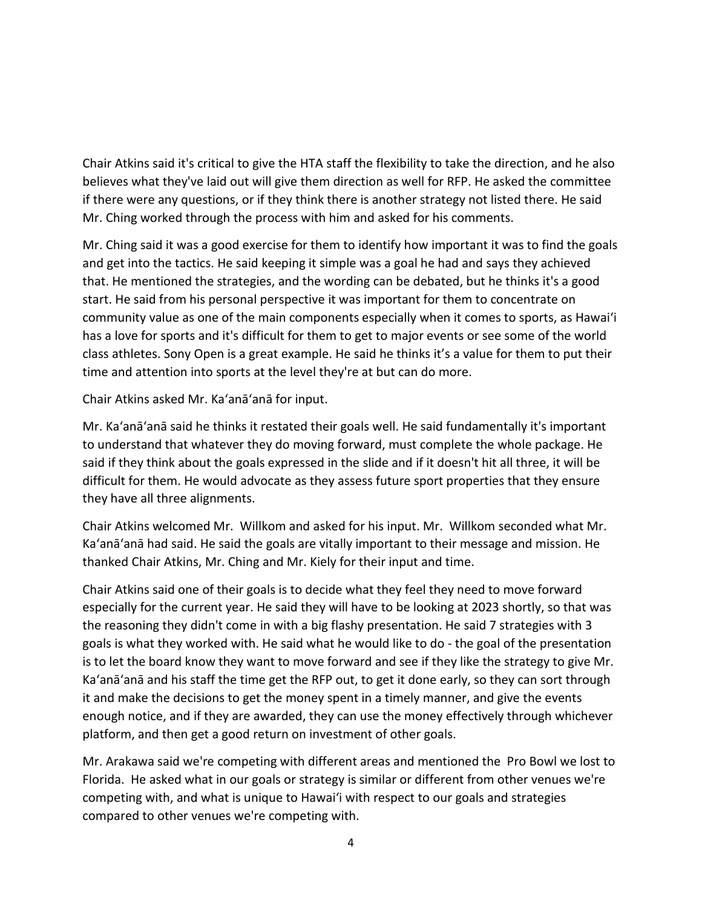Chair Atkins said it's critical to give the HTA staff the flexibility to take the direction, and he also believes what they've laid out will give them direction as well for RFP. He asked the committee if there were any questions, or if they think there is another strategy not listed there. He said Mr. Ching worked through the process with him and asked for his comments.

Mr. Ching said it was a good exercise for them to identify how important it was to find the goals and get into the tactics. He said keeping it simple was a goal he had and says they achieved that. He mentioned the strategies, and the wording can be debated, but he thinks it's a good start. He said from his personal perspective it was important for them to concentrate on community value as one of the main components especially when it comes to sports, as Hawaiʻi has a love for sports and it's difficult for them to get to major events or see some of the world class athletes. Sony Open is a great example. He said he thinks it's a value for them to put their time and attention into sports at the level they're at but can do more.

Chair Atkins asked Mr. Kaʻanāʻanā for input.

Mr. Kaʻanāʻanā said he thinks it restated their goals well. He said fundamentally it's important to understand that whatever they do moving forward, must complete the whole package. He said if they think about the goals expressed in the slide and if it doesn't hit all three, it will be difficult for them. He would advocate as they assess future sport properties that they ensure they have all three alignments.

Chair Atkins welcomed Mr. Willkom and asked for his input. Mr. Willkom seconded what Mr. Kaʻanāʻanā had said. He said the goals are vitally important to their message and mission. He thanked Chair Atkins, Mr. Ching and Mr. Kiely for their input and time.

Chair Atkins said one of their goals is to decide what they feel they need to move forward especially for the current year. He said they will have to be looking at 2023 shortly, so that was the reasoning they didn't come in with a big flashy presentation. He said 7 strategies with 3 goals is what they worked with. He said what he would like to do - the goal of the presentation is to let the board know they want to move forward and see if they like the strategy to give Mr. Kaʻanāʻanā and his staff the time get the RFP out, to get it done early, so they can sort through it and make the decisions to get the money spent in a timely manner, and give the events enough notice, and if they are awarded, they can use the money effectively through whichever platform, and then get a good return on investment of other goals.

Mr. Arakawa said we're competing with different areas and mentioned the Pro Bowl we lost to Florida. He asked what in our goals or strategy is similar or different from other venues we're competing with, and what is unique to Hawaiʻi with respect to our goals and strategies compared to other venues we're competing with.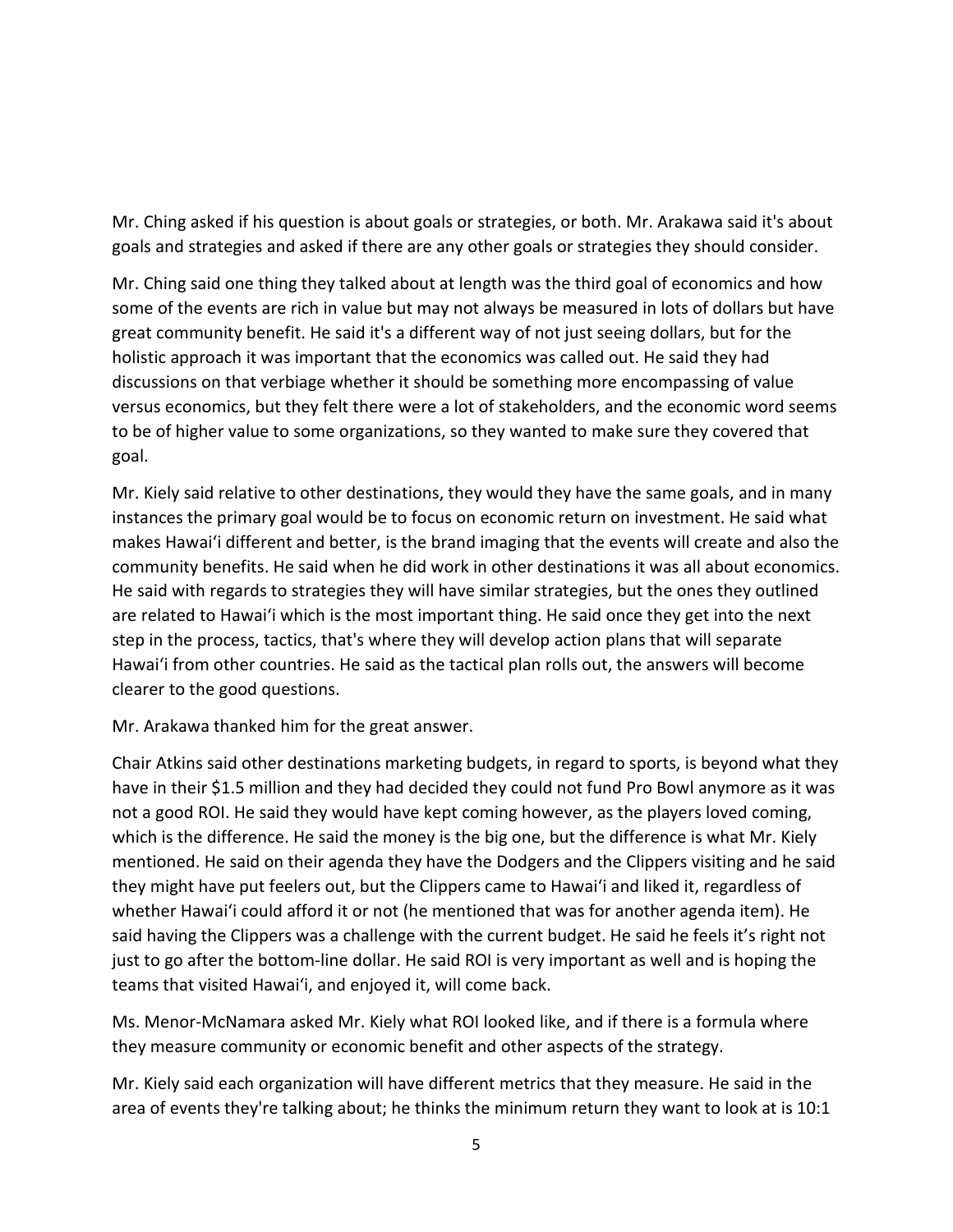Mr. Ching asked if his question is about goals or strategies, or both. Mr. Arakawa said it's about goals and strategies and asked if there are any other goals or strategies they should consider.

Mr. Ching said one thing they talked about at length was the third goal of economics and how some of the events are rich in value but may not always be measured in lots of dollars but have great community benefit. He said it's a different way of not just seeing dollars, but for the holistic approach it was important that the economics was called out. He said they had discussions on that verbiage whether it should be something more encompassing of value versus economics, but they felt there were a lot of stakeholders, and the economic word seems to be of higher value to some organizations, so they wanted to make sure they covered that goal.

Mr. Kiely said relative to other destinations, they would they have the same goals, and in many instances the primary goal would be to focus on economic return on investment. He said what makes Hawaiʻi different and better, is the brand imaging that the events will create and also the community benefits. He said when he did work in other destinations it was all about economics. He said with regards to strategies they will have similar strategies, but the ones they outlined are related to Hawaiʻi which is the most important thing. He said once they get into the next step in the process, tactics, that's where they will develop action plans that will separate Hawaiʻi from other countries. He said as the tactical plan rolls out, the answers will become clearer to the good questions.

Mr. Arakawa thanked him for the great answer.

Chair Atkins said other destinations marketing budgets, in regard to sports, is beyond what they have in their $1.5 million and they had decided they could not fund Pro Bowl anymore as it was not a good ROI. He said they would have kept coming however, as the players loved coming, which is the difference. He said the money is the big one, but the difference is what Mr. Kiely mentioned. He said on their agenda they have the Dodgers and the Clippers visiting and he said they might have put feelers out, but the Clippers came to Hawaiʻi and liked it, regardless of whether Hawaiʻi could afford it or not (he mentioned that was for another agenda item). He said having the Clippers was a challenge with the current budget. He said he feels it's right not just to go after the bottom-line dollar. He said ROI is very important as well and is hoping the teams that visited Hawaiʻi, and enjoyed it, will come back.

Ms. Menor-McNamara asked Mr. Kiely what ROI looked like, and if there is a formula where they measure community or economic benefit and other aspects of the strategy.

Mr. Kiely said each organization will have different metrics that they measure. He said in the area of events they're talking about; he thinks the minimum return they want to look at is 10:1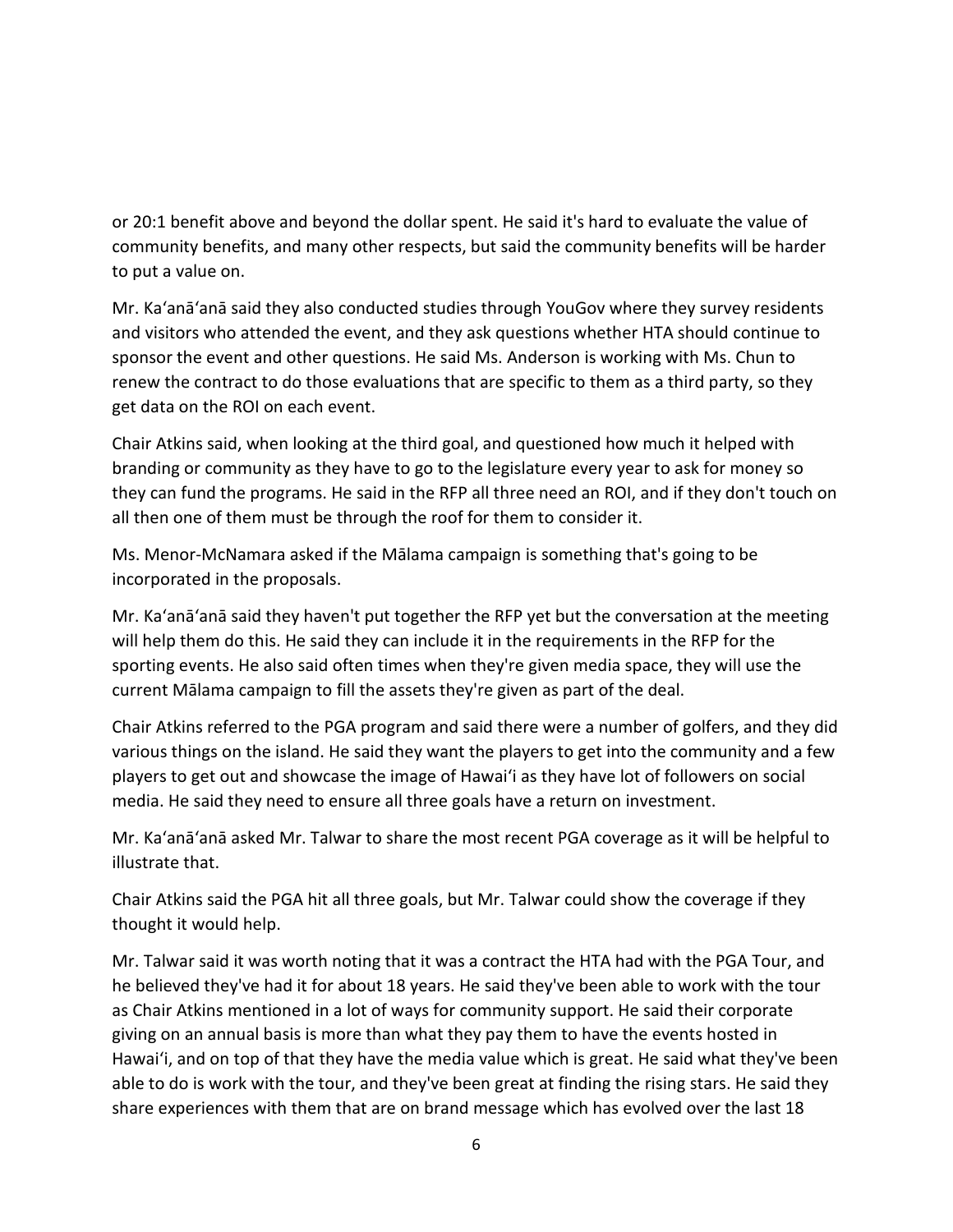or 20:1 benefit above and beyond the dollar spent. He said it's hard to evaluate the value of community benefits, and many other respects, but said the community benefits will be harder to put a value on.

Mr. Ka'anā'anā said they also conducted studies through YouGov where they survey residents and visitors who attended the event, and they ask questions whether HTA should continue to sponsor the event and other questions. He said Ms. Anderson is working with Ms. Chun to renew the contract to do those evaluations that are specific to them as a third party, so they get data on the ROI on each event.

Chair Atkins said, when looking at the third goal, and questioned how much it helped with branding or community as they have to go to the legislature every year to ask for money so they can fund the programs. He said in the RFP all three need an ROI, and if they don't touch on all then one of them must be through the roof for them to consider it.

Ms. Menor-McNamara asked if the Mālama campaign is something that's going to be incorporated in the proposals.

Mr. Ka'anā'anā said they haven't put together the RFP yet but the conversation at the meeting will help them do this. He said they can include it in the requirements in the RFP for the sporting events. He also said often times when they're given media space, they will use the current Mālama campaign to fill the assets they're given as part of the deal.

Chair Atkins referred to the PGA program and said there were a number of golfers, and they did various things on the island. He said they want the players to get into the community and a few players to get out and showcase the image of Hawai'i as they have lot of followers on social media. He said they need to ensure all three goals have a return on investment.

Mr. Ka'anā'anā asked Mr. Talwar to share the most recent PGA coverage as it will be helpful to illustrate that.

Chair Atkins said the PGA hit all three goals, but Mr. Talwar could show the coverage if they thought it would help.

Mr. Talwar said it was worth noting that it was a contract the HTA had with the PGA Tour, and he believed they've had it for about 18 years. He said they've been able to work with the tour as Chair Atkins mentioned in a lot of ways for community support. He said their corporate giving on an annual basis is more than what they pay them to have the events hosted in Hawai'i, and on top of that they have the media value which is great. He said what they've been able to do is work with the tour, and they've been great at finding the rising stars. He said they share experiences with them that are on brand message which has evolved over the last 18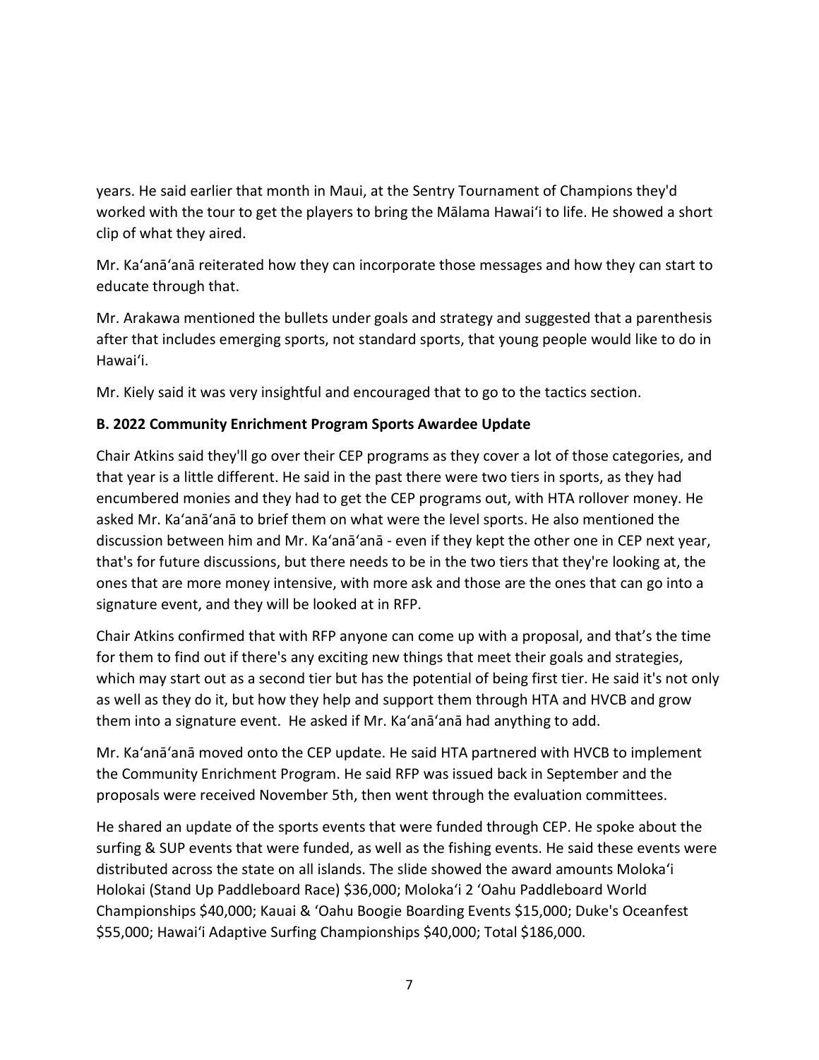years. He said earlier that month in Maui, at the Sentry Tournament of Champions they'd worked with the tour to get the players to bring the Mālama Hawaiʻi to life. He showed a short clip of what they aired.

Mr. Kaʻanāʻanā reiterated how they can incorporate those messages and how they can start to educate through that.

Mr. Arakawa mentioned the bullets under goals and strategy and suggested that a parenthesis after that includes emerging sports, not standard sports, that young people would like to do in Hawaiʻi.

Mr. Kiely said it was very insightful and encouraged that to go to the tactics section.

**B. 2022 Community Enrichment Program Sports Awardee Update**

Chair Atkins said they'll go over their CEP programs as they cover a lot of those categories, and that year is a little different. He said in the past there were two tiers in sports, as they had encumbered monies and they had to get the CEP programs out, with HTA rollover money. He asked Mr. Kaʻanāʻanā to brief them on what were the level sports. He also mentioned the discussion between him and Mr. Kaʻanāʻanā - even if they kept the other one in CEP next year, that's for future discussions, but there needs to be in the two tiers that they're looking at, the ones that are more money intensive, with more ask and those are the ones that can go into a signature event, and they will be looked at in RFP.

Chair Atkins confirmed that with RFP anyone can come up with a proposal, and that's the time for them to find out if there's any exciting new things that meet their goals and strategies, which may start out as a second tier but has the potential of being first tier. He said it's not only as well as they do it, but how they help and support them through HTA and HVCB and grow them into a signature event. He asked if Mr. Kaʻanāʻanā had anything to add.

Mr. Kaʻanāʻanā moved onto the CEP update. He said HTA partnered with HVCB to implement the Community Enrichment Program. He said RFP was issued back in September and the proposals were received November 5th, then went through the evaluation committees.

He shared an update of the sports events that were funded through CEP. He spoke about the surfing & SUP events that were funded, as well as the fishing events. He said these events were distributed across the state on all islands. The slide showed the award amounts Molokaʻi Holokai (Stand Up Paddleboard Race) $36,000; Molokaʻi 2 ʻOahu Paddleboard World Championships $40,000; Kauai & ʻOahu Boogie Boarding Events $15,000; Duke's Oceanfest $55,000; Hawaiʻi Adaptive Surfing Championships $40,000; Total $186,000.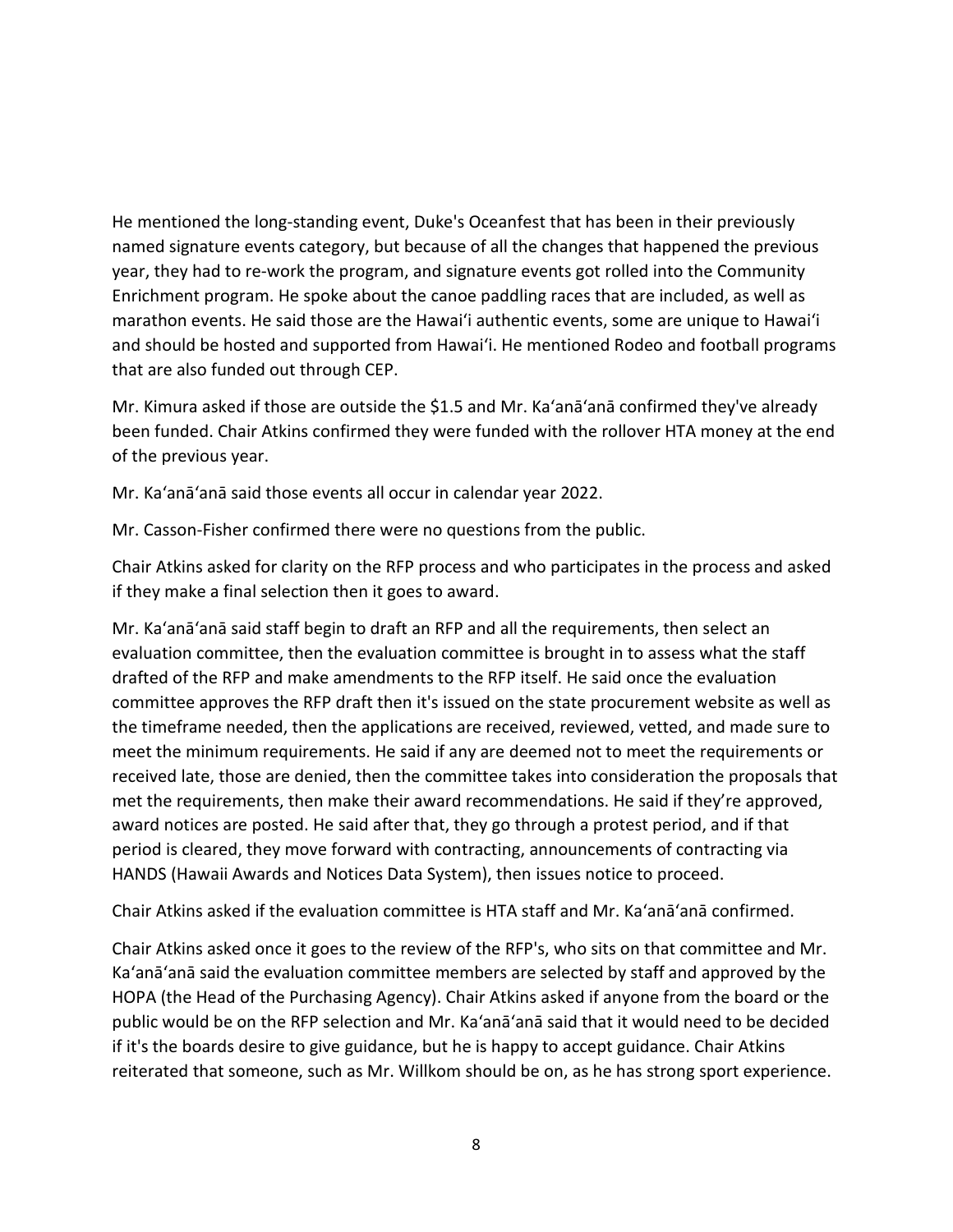He mentioned the long-standing event, Duke's Oceanfest that has been in their previously named signature events category, but because of all the changes that happened the previous year, they had to re-work the program, and signature events got rolled into the Community Enrichment program. He spoke about the canoe paddling races that are included, as well as marathon events. He said those are the Hawaiʻi authentic events, some are unique to Hawaiʻi and should be hosted and supported from Hawaiʻi. He mentioned Rodeo and football programs that are also funded out through CEP.

Mr. Kimura asked if those are outside the $1.5 and Mr. Kaʻanāʻanā confirmed they've already been funded. Chair Atkins confirmed they were funded with the rollover HTA money at the end of the previous year.

Mr. Kaʻanāʻanā said those events all occur in calendar year 2022.

Mr. Casson-Fisher confirmed there were no questions from the public.

Chair Atkins asked for clarity on the RFP process and who participates in the process and asked if they make a final selection then it goes to award.

Mr. Kaʻanāʻanā said staff begin to draft an RFP and all the requirements, then select an evaluation committee, then the evaluation committee is brought in to assess what the staff drafted of the RFP and make amendments to the RFP itself. He said once the evaluation committee approves the RFP draft then it's issued on the state procurement website as well as the timeframe needed, then the applications are received, reviewed, vetted, and made sure to meet the minimum requirements. He said if any are deemed not to meet the requirements or received late, those are denied, then the committee takes into consideration the proposals that met the requirements, then make their award recommendations. He said if they're approved, award notices are posted. He said after that, they go through a protest period, and if that period is cleared, they move forward with contracting, announcements of contracting via HANDS (Hawaii Awards and Notices Data System), then issues notice to proceed.

Chair Atkins asked if the evaluation committee is HTA staff and Mr. Kaʻanāʻanā confirmed.

Chair Atkins asked once it goes to the review of the RFP's, who sits on that committee and Mr. Kaʻanāʻanā said the evaluation committee members are selected by staff and approved by the HOPA (the Head of the Purchasing Agency). Chair Atkins asked if anyone from the board or the public would be on the RFP selection and Mr. Kaʻanāʻanā said that it would need to be decided if it's the boards desire to give guidance, but he is happy to accept guidance. Chair Atkins reiterated that someone, such as Mr. Willkom should be on, as he has strong sport experience.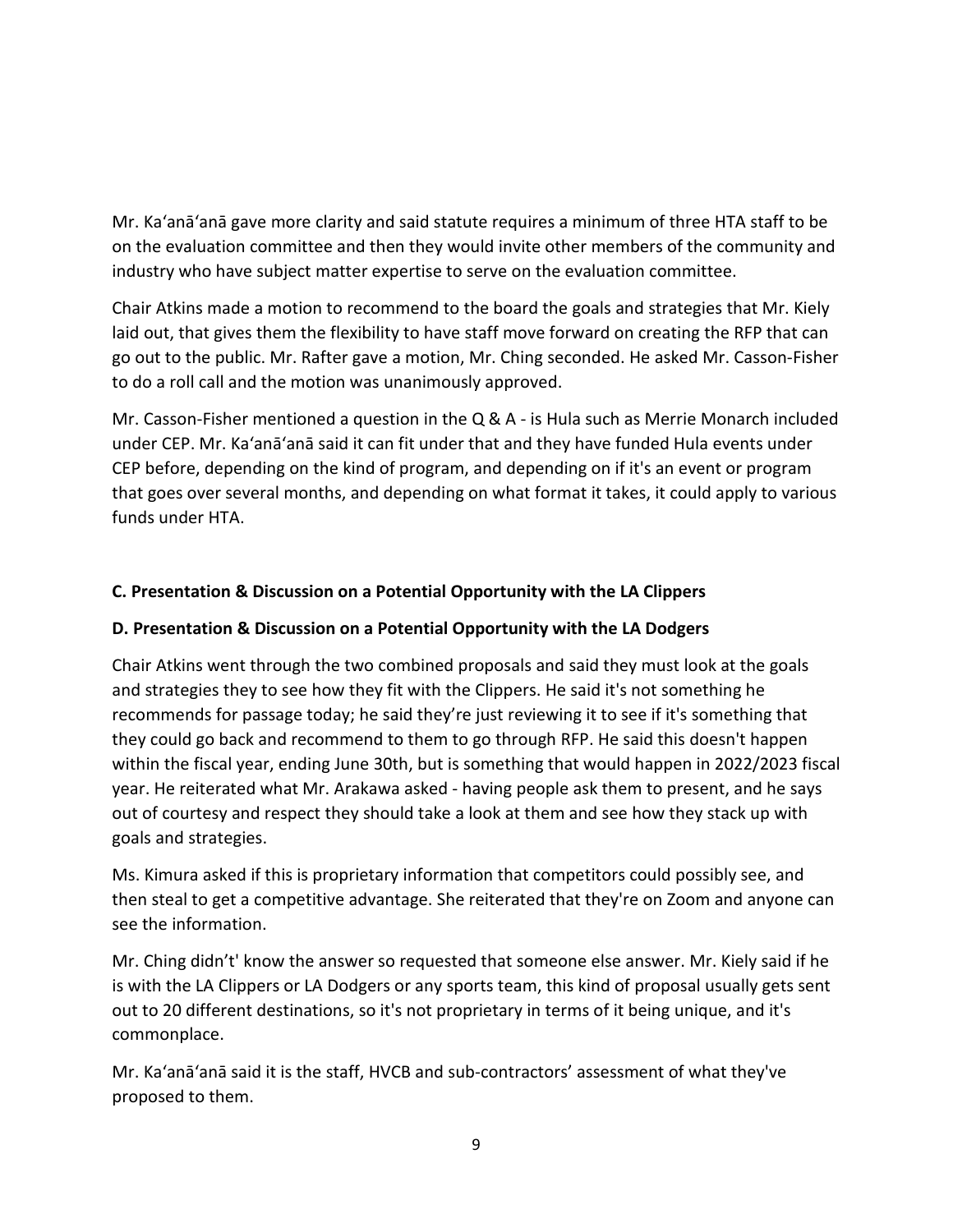Mr. Ka'anā'anā gave more clarity and said statute requires a minimum of three HTA staff to be on the evaluation committee and then they would invite other members of the community and industry who have subject matter expertise to serve on the evaluation committee.

Chair Atkins made a motion to recommend to the board the goals and strategies that Mr. Kiely laid out, that gives them the flexibility to have staff move forward on creating the RFP that can go out to the public. Mr. Rafter gave a motion, Mr. Ching seconded. He asked Mr. Casson-Fisher to do a roll call and the motion was unanimously approved.

Mr. Casson-Fisher mentioned a question in the Q & A - is Hula such as Merrie Monarch included under CEP. Mr. Ka'anā'anā said it can fit under that and they have funded Hula events under CEP before, depending on the kind of program, and depending on if it's an event or program that goes over several months, and depending on what format it takes, it could apply to various funds under HTA.

**C. Presentation & Discussion on a Potential Opportunity with the LA Clippers**

**D. Presentation & Discussion on a Potential Opportunity with the LA Dodgers**

Chair Atkins went through the two combined proposals and said they must look at the goals and strategies they to see how they fit with the Clippers. He said it's not something he recommends for passage today; he said they're just reviewing it to see if it's something that they could go back and recommend to them to go through RFP. He said this doesn't happen within the fiscal year, ending June 30th, but is something that would happen in 2022/2023 fiscal year. He reiterated what Mr. Arakawa asked - having people ask them to present, and he says out of courtesy and respect they should take a look at them and see how they stack up with goals and strategies.

Ms. Kimura asked if this is proprietary information that competitors could possibly see, and then steal to get a competitive advantage. She reiterated that they're on Zoom and anyone can see the information.

Mr. Ching didn't' know the answer so requested that someone else answer. Mr. Kiely said if he is with the LA Clippers or LA Dodgers or any sports team, this kind of proposal usually gets sent out to 20 different destinations, so it's not proprietary in terms of it being unique, and it's commonplace.

Mr. Ka'anā'anā said it is the staff, HVCB and sub-contractors' assessment of what they've proposed to them.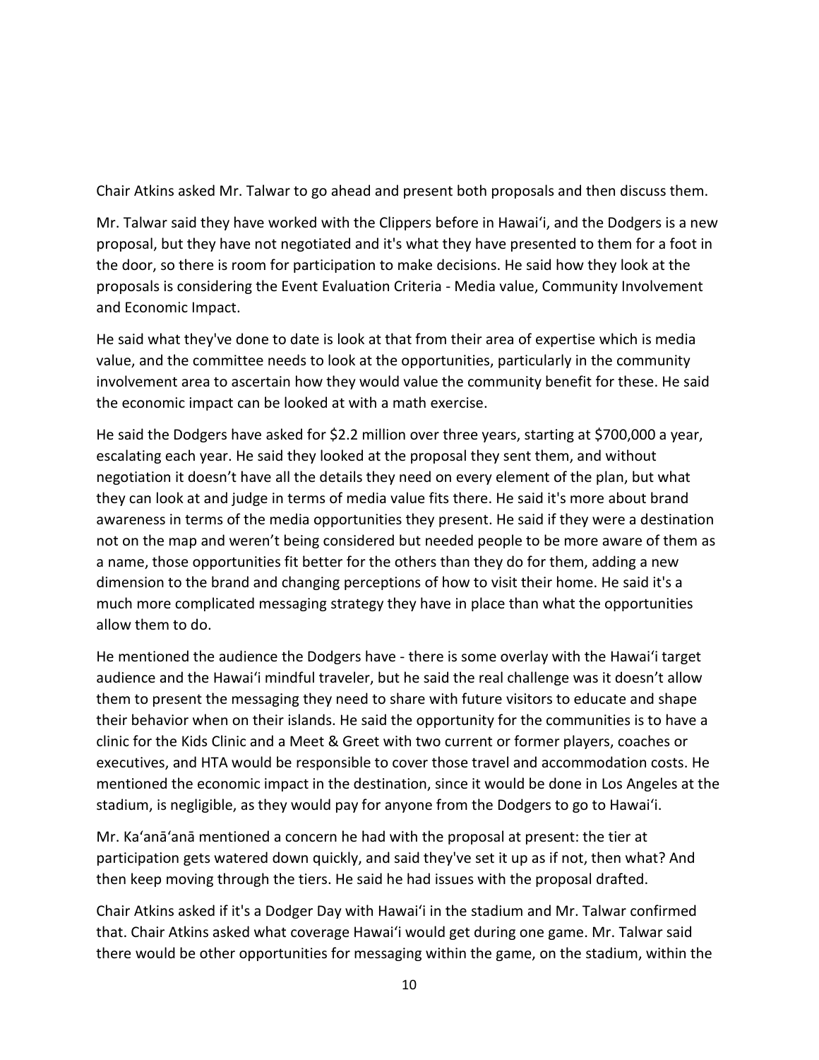Chair Atkins asked Mr. Talwar to go ahead and present both proposals and then discuss them.

Mr. Talwar said they have worked with the Clippers before in Hawaiʻi, and the Dodgers is a new proposal, but they have not negotiated and it's what they have presented to them for a foot in the door, so there is room for participation to make decisions. He said how they look at the proposals is considering the Event Evaluation Criteria - Media value, Community Involvement and Economic Impact.

He said what they've done to date is look at that from their area of expertise which is media value, and the committee needs to look at the opportunities, particularly in the community involvement area to ascertain how they would value the community benefit for these. He said the economic impact can be looked at with a math exercise.

He said the Dodgers have asked for $2.2 million over three years, starting at $700,000 a year, escalating each year. He said they looked at the proposal they sent them, and without negotiation it doesn't have all the details they need on every element of the plan, but what they can look at and judge in terms of media value fits there. He said it's more about brand awareness in terms of the media opportunities they present. He said if they were a destination not on the map and weren't being considered but needed people to be more aware of them as a name, those opportunities fit better for the others than they do for them, adding a new dimension to the brand and changing perceptions of how to visit their home. He said it's a much more complicated messaging strategy they have in place than what the opportunities allow them to do.

He mentioned the audience the Dodgers have - there is some overlay with the Hawaiʻi target audience and the Hawaiʻi mindful traveler, but he said the real challenge was it doesn't allow them to present the messaging they need to share with future visitors to educate and shape their behavior when on their islands. He said the opportunity for the communities is to have a clinic for the Kids Clinic and a Meet & Greet with two current or former players, coaches or executives, and HTA would be responsible to cover those travel and accommodation costs. He mentioned the economic impact in the destination, since it would be done in Los Angeles at the stadium, is negligible, as they would pay for anyone from the Dodgers to go to Hawaiʻi.

Mr. Kaʻanāʻanā mentioned a concern he had with the proposal at present: the tier at participation gets watered down quickly, and said they've set it up as if not, then what? And then keep moving through the tiers. He said he had issues with the proposal drafted.

Chair Atkins asked if it's a Dodger Day with Hawaiʻi in the stadium and Mr. Talwar confirmed that. Chair Atkins asked what coverage Hawaiʻi would get during one game. Mr. Talwar said there would be other opportunities for messaging within the game, on the stadium, within the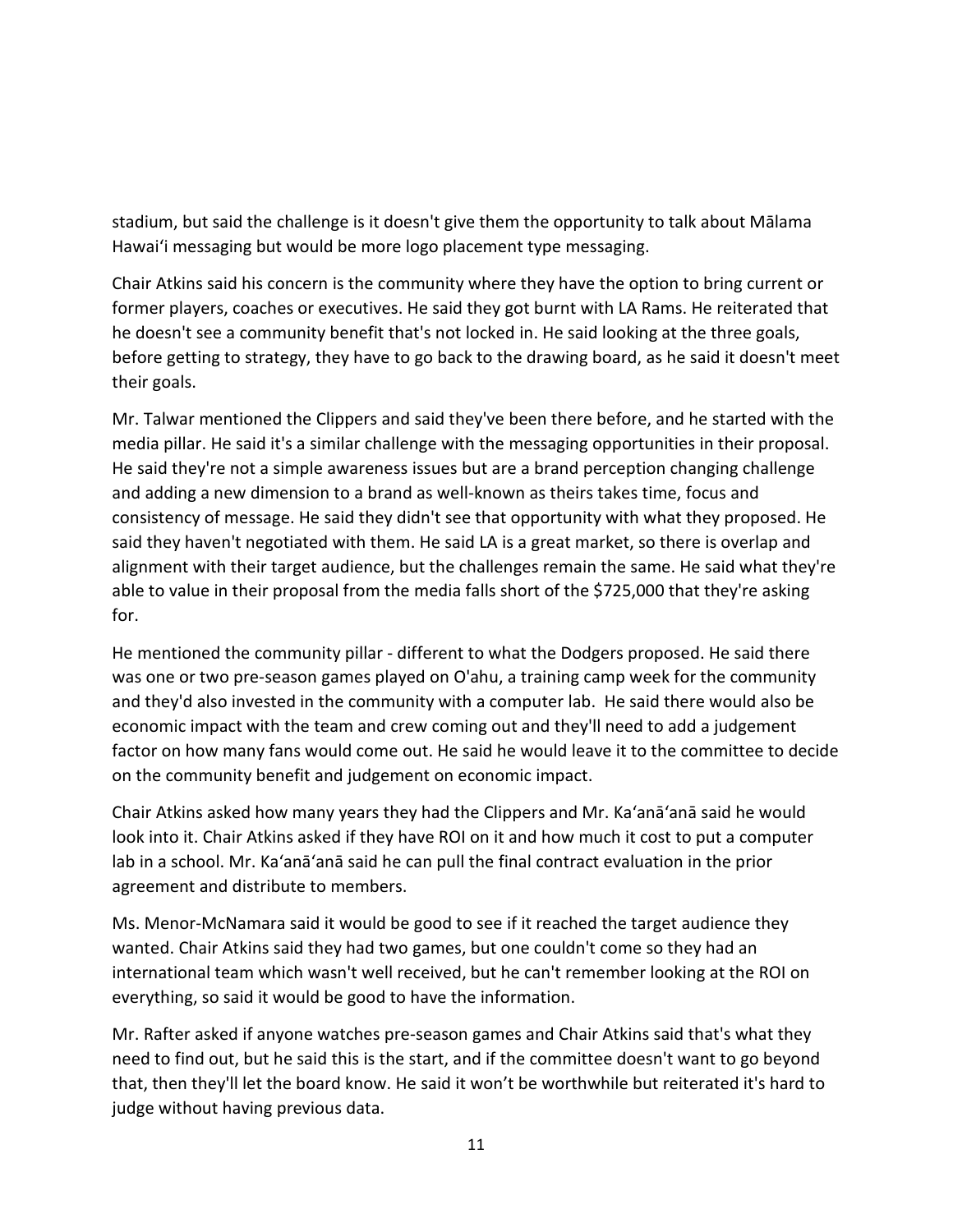stadium, but said the challenge is it doesn't give them the opportunity to talk about Mālama Hawai'i messaging but would be more logo placement type messaging.

Chair Atkins said his concern is the community where they have the option to bring current or former players, coaches or executives. He said they got burnt with LA Rams. He reiterated that he doesn't see a community benefit that's not locked in. He said looking at the three goals, before getting to strategy, they have to go back to the drawing board, as he said it doesn't meet their goals.

Mr. Talwar mentioned the Clippers and said they've been there before, and he started with the media pillar. He said it's a similar challenge with the messaging opportunities in their proposal. He said they're not a simple awareness issues but are a brand perception changing challenge and adding a new dimension to a brand as well-known as theirs takes time, focus and consistency of message. He said they didn't see that opportunity with what they proposed. He said they haven't negotiated with them. He said LA is a great market, so there is overlap and alignment with their target audience, but the challenges remain the same. He said what they're able to value in their proposal from the media falls short of the $725,000 that they're asking for.

He mentioned the community pillar - different to what the Dodgers proposed. He said there was one or two pre-season games played on O'ahu, a training camp week for the community and they'd also invested in the community with a computer lab. He said there would also be economic impact with the team and crew coming out and they'll need to add a judgement factor on how many fans would come out. He said he would leave it to the committee to decide on the community benefit and judgement on economic impact.

Chair Atkins asked how many years they had the Clippers and Mr. Ka'anā'anā said he would look into it. Chair Atkins asked if they have ROI on it and how much it cost to put a computer lab in a school. Mr. Ka'anā'anā said he can pull the final contract evaluation in the prior agreement and distribute to members.

Ms. Menor-McNamara said it would be good to see if it reached the target audience they wanted. Chair Atkins said they had two games, but one couldn't come so they had an international team which wasn't well received, but he can't remember looking at the ROI on everything, so said it would be good to have the information.

Mr. Rafter asked if anyone watches pre-season games and Chair Atkins said that's what they need to find out, but he said this is the start, and if the committee doesn't want to go beyond that, then they'll let the board know. He said it won't be worthwhile but reiterated it's hard to judge without having previous data.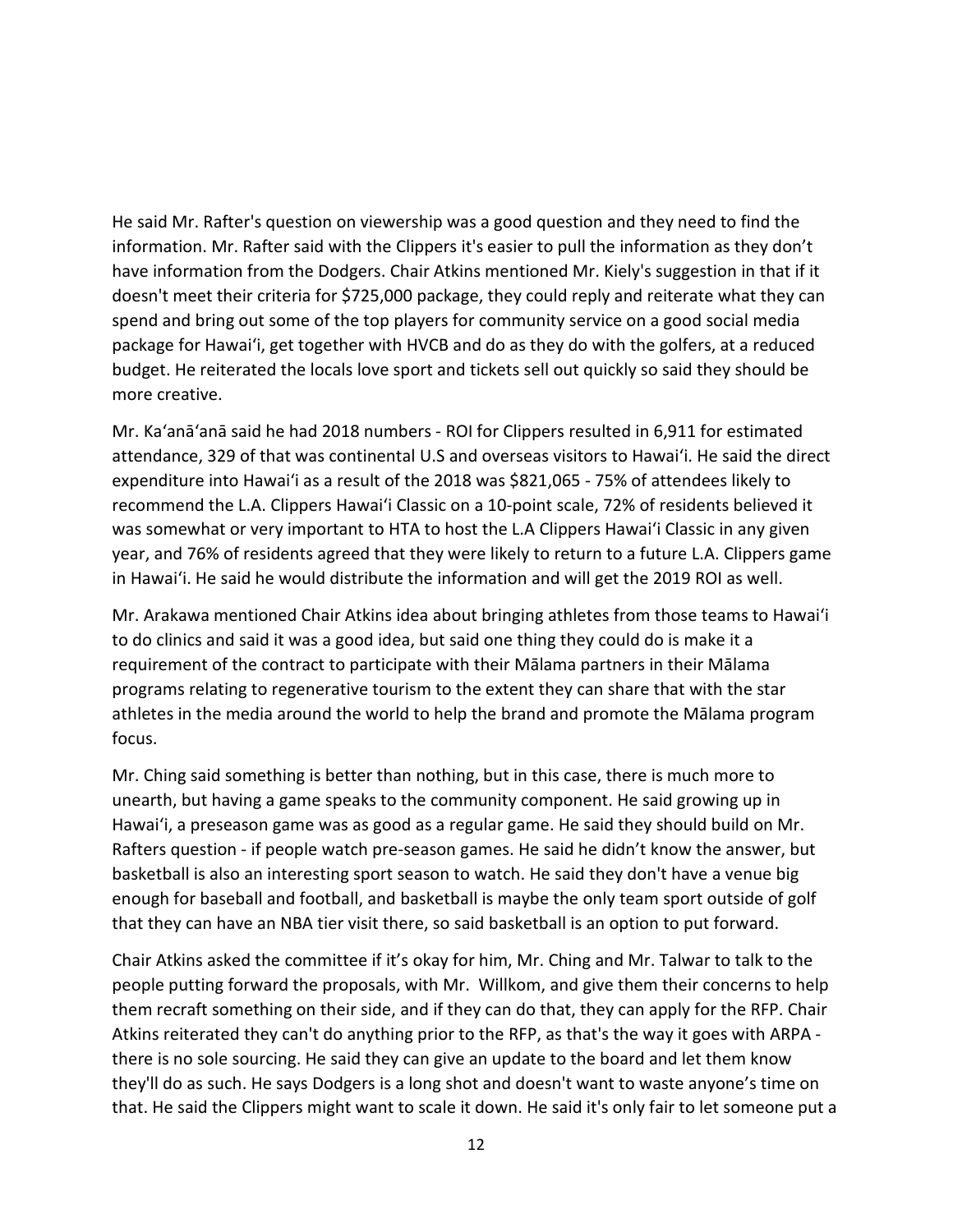He said Mr. Rafter's question on viewership was a good question and they need to find the information. Mr. Rafter said with the Clippers it's easier to pull the information as they don't have information from the Dodgers. Chair Atkins mentioned Mr. Kiely's suggestion in that if it doesn't meet their criteria for $725,000 package, they could reply and reiterate what they can spend and bring out some of the top players for community service on a good social media package for Hawai'i, get together with HVCB and do as they do with the golfers, at a reduced budget. He reiterated the locals love sport and tickets sell out quickly so said they should be more creative.

Mr. Ka'anā'anā said he had 2018 numbers - ROI for Clippers resulted in 6,911 for estimated attendance, 329 of that was continental U.S and overseas visitors to Hawai'i. He said the direct expenditure into Hawai'i as a result of the 2018 was $821,065 - 75% of attendees likely to recommend the L.A. Clippers Hawai'i Classic on a 10-point scale, 72% of residents believed it was somewhat or very important to HTA to host the L.A Clippers Hawai'i Classic in any given year, and 76% of residents agreed that they were likely to return to a future L.A. Clippers game in Hawai'i. He said he would distribute the information and will get the 2019 ROI as well.

Mr. Arakawa mentioned Chair Atkins idea about bringing athletes from those teams to Hawai'i to do clinics and said it was a good idea, but said one thing they could do is make it a requirement of the contract to participate with their Mālama partners in their Mālama programs relating to regenerative tourism to the extent they can share that with the star athletes in the media around the world to help the brand and promote the Mālama program focus.

Mr. Ching said something is better than nothing, but in this case, there is much more to unearth, but having a game speaks to the community component. He said growing up in Hawai'i, a preseason game was as good as a regular game. He said they should build on Mr. Rafters question - if people watch pre-season games. He said he didn't know the answer, but basketball is also an interesting sport season to watch. He said they don't have a venue big enough for baseball and football, and basketball is maybe the only team sport outside of golf that they can have an NBA tier visit there, so said basketball is an option to put forward.

Chair Atkins asked the committee if it's okay for him, Mr. Ching and Mr. Talwar to talk to the people putting forward the proposals, with Mr. Willkom, and give them their concerns to help them recraft something on their side, and if they can do that, they can apply for the RFP. Chair Atkins reiterated they can't do anything prior to the RFP, as that's the way it goes with ARPA - there is no sole sourcing. He said they can give an update to the board and let them know they'll do as such. He says Dodgers is a long shot and doesn't want to waste anyone's time on that. He said the Clippers might want to scale it down. He said it's only fair to let someone put a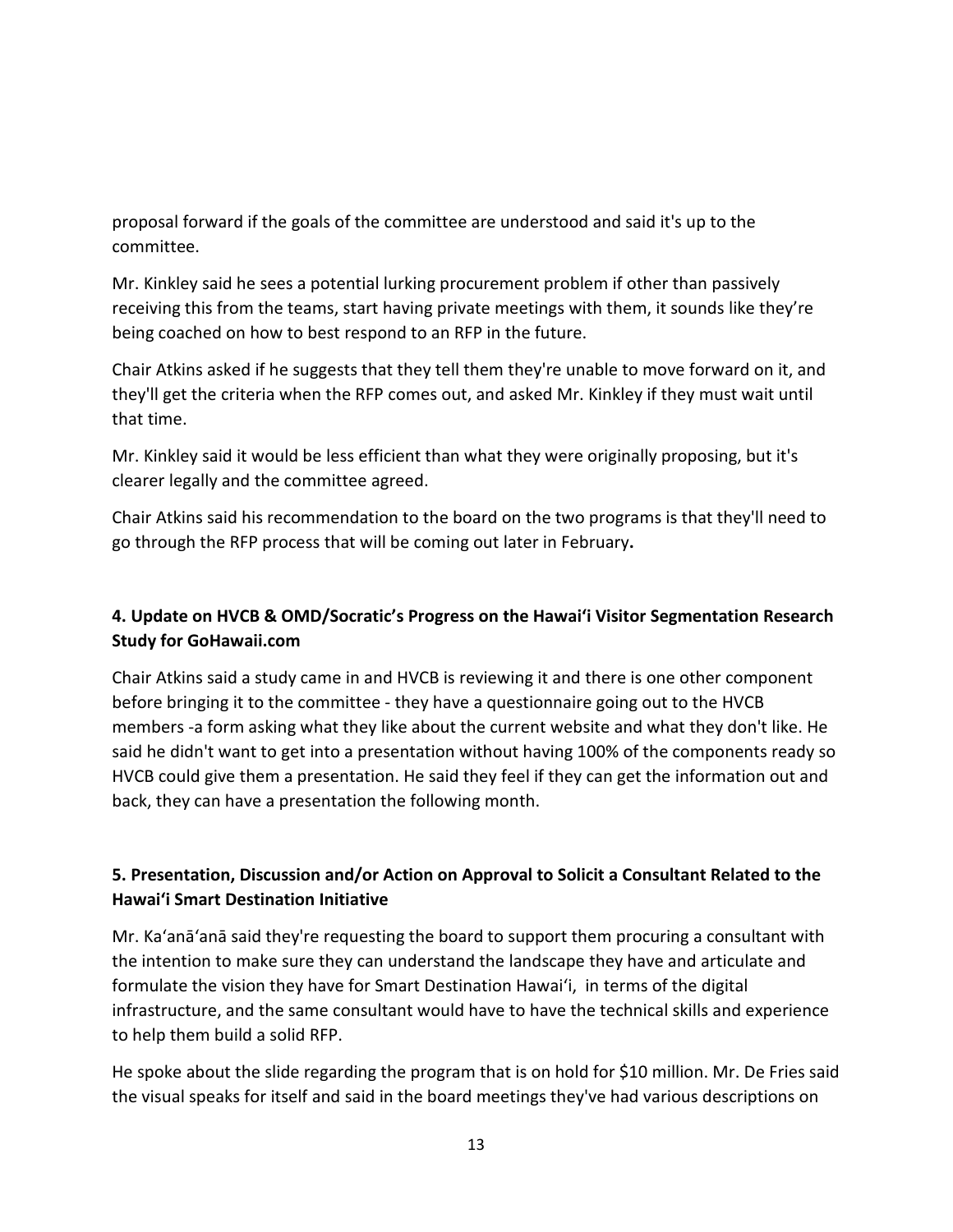proposal forward if the goals of the committee are understood and said it's up to the committee.

Mr. Kinkley said he sees a potential lurking procurement problem if other than passively receiving this from the teams, start having private meetings with them, it sounds like they're being coached on how to best respond to an RFP in the future.

Chair Atkins asked if he suggests that they tell them they're unable to move forward on it, and they'll get the criteria when the RFP comes out, and asked Mr. Kinkley if they must wait until that time.

Mr. Kinkley said it would be less efficient than what they were originally proposing, but it's clearer legally and the committee agreed.

Chair Atkins said his recommendation to the board on the two programs is that they'll need to go through the RFP process that will be coming out later in February**.**

### 4. Update on HVCB & OMD/Socratic's Progress on the Hawaiʻi Visitor Segmentation Research Study for GoHawaii.com

Chair Atkins said a study came in and HVCB is reviewing it and there is one other component before bringing it to the committee - they have a questionnaire going out to the HVCB members -a form asking what they like about the current website and what they don't like. He said he didn't want to get into a presentation without having 100% of the components ready so HVCB could give them a presentation. He said they feel if they can get the information out and back, they can have a presentation the following month.

### 5. Presentation, Discussion and/or Action on Approval to Solicit a Consultant Related to the Hawaiʻi Smart Destination Initiative

Mr. Kaʻanāʻanā said they're requesting the board to support them procuring a consultant with the intention to make sure they can understand the landscape they have and articulate and formulate the vision they have for Smart Destination Hawaiʻi, in terms of the digital infrastructure, and the same consultant would have to have the technical skills and experience to help them build a solid RFP.

He spoke about the slide regarding the program that is on hold for $10 million. Mr. De Fries said the visual speaks for itself and said in the board meetings they've had various descriptions on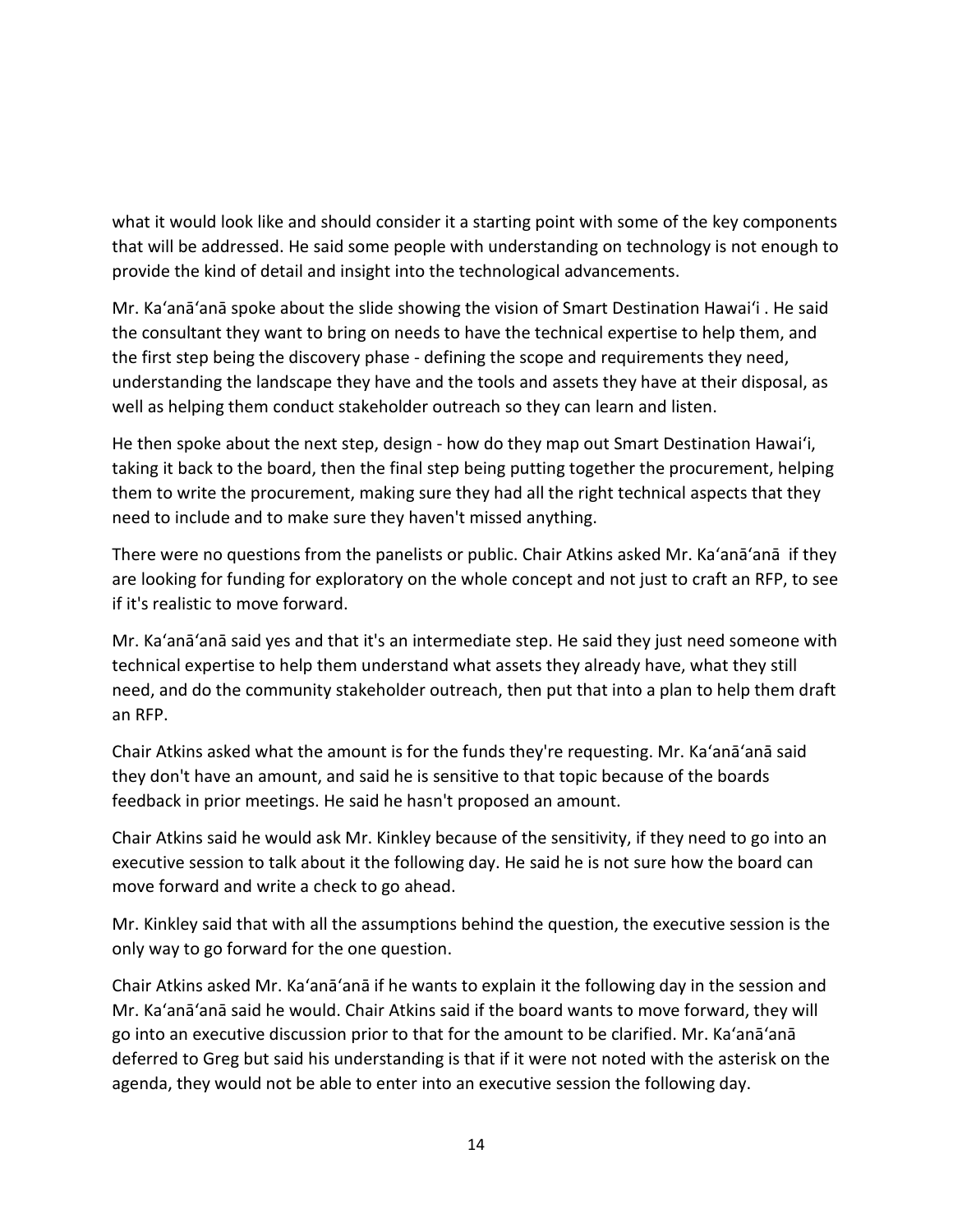what it would look like and should consider it a starting point with some of the key components that will be addressed. He said some people with understanding on technology is not enough to provide the kind of detail and insight into the technological advancements.

Mr. Kaʻanāʻanā spoke about the slide showing the vision of Smart Destination Hawaiʻi . He said the consultant they want to bring on needs to have the technical expertise to help them, and the first step being the discovery phase - defining the scope and requirements they need, understanding the landscape they have and the tools and assets they have at their disposal, as well as helping them conduct stakeholder outreach so they can learn and listen.

He then spoke about the next step, design - how do they map out Smart Destination Hawaiʻi, taking it back to the board, then the final step being putting together the procurement, helping them to write the procurement, making sure they had all the right technical aspects that they need to include and to make sure they haven't missed anything.

There were no questions from the panelists or public. Chair Atkins asked Mr. Kaʻanāʻanā if they are looking for funding for exploratory on the whole concept and not just to craft an RFP, to see if it's realistic to move forward.

Mr. Kaʻanāʻanā said yes and that it's an intermediate step. He said they just need someone with technical expertise to help them understand what assets they already have, what they still need, and do the community stakeholder outreach, then put that into a plan to help them draft an RFP.

Chair Atkins asked what the amount is for the funds they're requesting. Mr. Kaʻanāʻanā said they don't have an amount, and said he is sensitive to that topic because of the boards feedback in prior meetings. He said he hasn't proposed an amount.

Chair Atkins said he would ask Mr. Kinkley because of the sensitivity, if they need to go into an executive session to talk about it the following day. He said he is not sure how the board can move forward and write a check to go ahead.

Mr. Kinkley said that with all the assumptions behind the question, the executive session is the only way to go forward for the one question.

Chair Atkins asked Mr. Kaʻanāʻanā if he wants to explain it the following day in the session and Mr. Kaʻanāʻanā said he would. Chair Atkins said if the board wants to move forward, they will go into an executive discussion prior to that for the amount to be clarified. Mr. Kaʻanāʻanā deferred to Greg but said his understanding is that if it were not noted with the asterisk on the agenda, they would not be able to enter into an executive session the following day.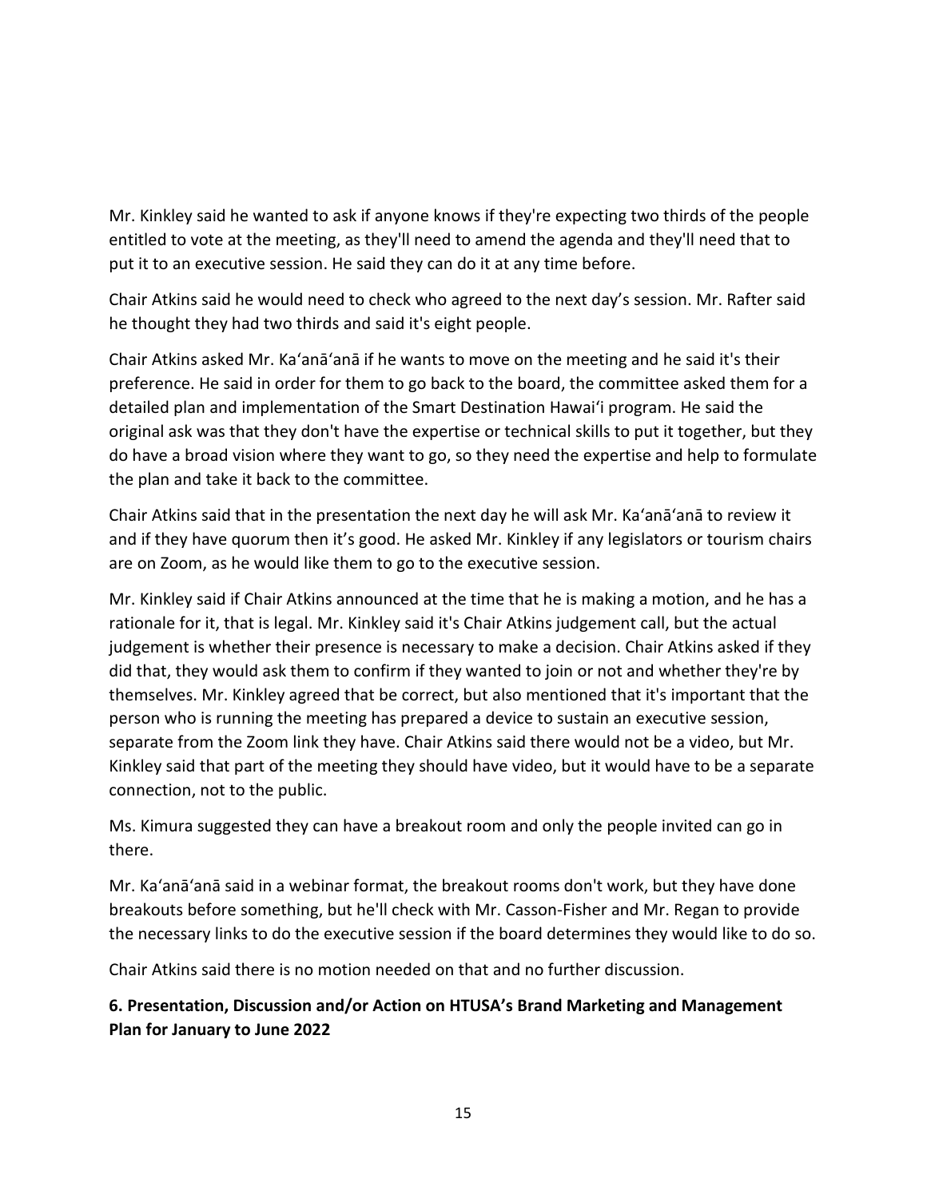Mr. Kinkley said he wanted to ask if anyone knows if they're expecting two thirds of the people entitled to vote at the meeting, as they'll need to amend the agenda and they'll need that to put it to an executive session. He said they can do it at any time before.

Chair Atkins said he would need to check who agreed to the next day's session. Mr. Rafter said he thought they had two thirds and said it's eight people.

Chair Atkins asked Mr. Ka'anā'anā if he wants to move on the meeting and he said it's their preference. He said in order for them to go back to the board, the committee asked them for a detailed plan and implementation of the Smart Destination Hawai'i program. He said the original ask was that they don't have the expertise or technical skills to put it together, but they do have a broad vision where they want to go, so they need the expertise and help to formulate the plan and take it back to the committee.

Chair Atkins said that in the presentation the next day he will ask Mr. Ka'anā'anā to review it and if they have quorum then it's good. He asked Mr. Kinkley if any legislators or tourism chairs are on Zoom, as he would like them to go to the executive session.

Mr. Kinkley said if Chair Atkins announced at the time that he is making a motion, and he has a rationale for it, that is legal. Mr. Kinkley said it's Chair Atkins judgement call, but the actual judgement is whether their presence is necessary to make a decision. Chair Atkins asked if they did that, they would ask them to confirm if they wanted to join or not and whether they're by themselves. Mr. Kinkley agreed that be correct, but also mentioned that it's important that the person who is running the meeting has prepared a device to sustain an executive session, separate from the Zoom link they have. Chair Atkins said there would not be a video, but Mr. Kinkley said that part of the meeting they should have video, but it would have to be a separate connection, not to the public.

Ms. Kimura suggested they can have a breakout room and only the people invited can go in there.

Mr. Ka'anā'anā said in a webinar format, the breakout rooms don't work, but they have done breakouts before something, but he'll check with Mr. Casson-Fisher and Mr. Regan to provide the necessary links to do the executive session if the board determines they would like to do so.

Chair Atkins said there is no motion needed on that and no further discussion.

**6. Presentation, Discussion and/or Action on HTUSA's Brand Marketing and Management Plan for January to June 2022**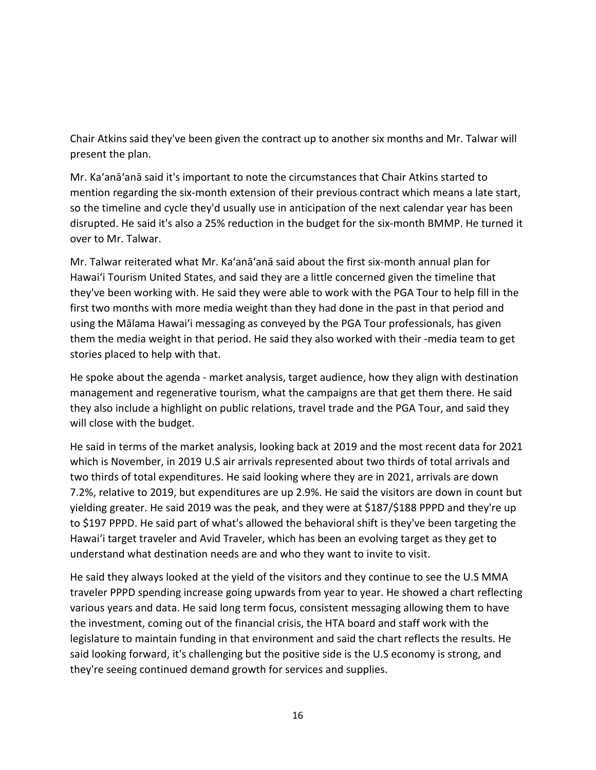Chair Atkins said they've been given the contract up to another six months and Mr. Talwar will present the plan.

Mr. Kaʻanāʻanā said it's important to note the circumstances that Chair Atkins started to mention regarding the six-month extension of their previous contract which means a late start, so the timeline and cycle they'd usually use in anticipation of the next calendar year has been disrupted. He said it's also a 25% reduction in the budget for the six-month BMMP. He turned it over to Mr. Talwar.

Mr. Talwar reiterated what Mr. Kaʻanāʻanā said about the first six-month annual plan for Hawaiʻi Tourism United States, and said they are a little concerned given the timeline that they've been working with. He said they were able to work with the PGA Tour to help fill in the first two months with more media weight than they had done in the past in that period and using the Mālama Hawaiʻi messaging as conveyed by the PGA Tour professionals, has given them the media weight in that period. He said they also worked with their -media team to get stories placed to help with that.

He spoke about the agenda - market analysis, target audience, how they align with destination management and regenerative tourism, what the campaigns are that get them there. He said they also include a highlight on public relations, travel trade and the PGA Tour, and said they will close with the budget.

He said in terms of the market analysis, looking back at 2019 and the most recent data for 2021 which is November, in 2019 U.S air arrivals represented about two thirds of total arrivals and two thirds of total expenditures. He said looking where they are in 2021, arrivals are down 7.2%, relative to 2019, but expenditures are up 2.9%. He said the visitors are down in count but yielding greater. He said 2019 was the peak, and they were at $187/$188 PPPD and they're up to $197 PPPD. He said part of what's allowed the behavioral shift is they've been targeting the Hawaiʻi target traveler and Avid Traveler, which has been an evolving target as they get to understand what destination needs are and who they want to invite to visit.

He said they always looked at the yield of the visitors and they continue to see the U.S MMA traveler PPPD spending increase going upwards from year to year. He showed a chart reflecting various years and data. He said long term focus, consistent messaging allowing them to have the investment, coming out of the financial crisis, the HTA board and staff work with the legislature to maintain funding in that environment and said the chart reflects the results. He said looking forward, it's challenging but the positive side is the U.S economy is strong, and they're seeing continued demand growth for services and supplies.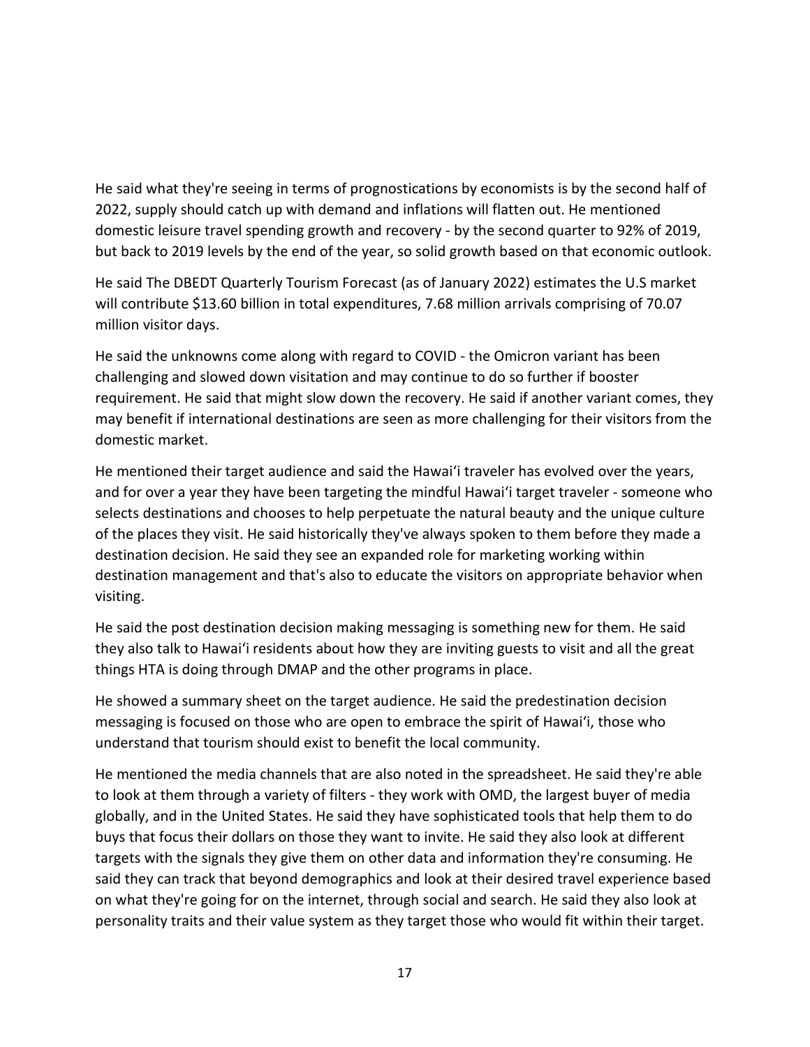He said what they're seeing in terms of prognostications by economists is by the second half of 2022, supply should catch up with demand and inflations will flatten out. He mentioned domestic leisure travel spending growth and recovery - by the second quarter to 92% of 2019, but back to 2019 levels by the end of the year, so solid growth based on that economic outlook.

He said The DBEDT Quarterly Tourism Forecast (as of January 2022) estimates the U.S market will contribute $13.60 billion in total expenditures, 7.68 million arrivals comprising of 70.07 million visitor days.

He said the unknowns come along with regard to COVID - the Omicron variant has been challenging and slowed down visitation and may continue to do so further if booster requirement. He said that might slow down the recovery. He said if another variant comes, they may benefit if international destinations are seen as more challenging for their visitors from the domestic market.

He mentioned their target audience and said the Hawaiʻi traveler has evolved over the years, and for over a year they have been targeting the mindful Hawaiʻi target traveler - someone who selects destinations and chooses to help perpetuate the natural beauty and the unique culture of the places they visit. He said historically they've always spoken to them before they made a destination decision. He said they see an expanded role for marketing working within destination management and that's also to educate the visitors on appropriate behavior when visiting.

He said the post destination decision making messaging is something new for them. He said they also talk to Hawaiʻi residents about how they are inviting guests to visit and all the great things HTA is doing through DMAP and the other programs in place.

He showed a summary sheet on the target audience. He said the predestination decision messaging is focused on those who are open to embrace the spirit of Hawaiʻi, those who understand that tourism should exist to benefit the local community.

He mentioned the media channels that are also noted in the spreadsheet. He said they're able to look at them through a variety of filters - they work with OMD, the largest buyer of media globally, and in the United States. He said they have sophisticated tools that help them to do buys that focus their dollars on those they want to invite. He said they also look at different targets with the signals they give them on other data and information they're consuming. He said they can track that beyond demographics and look at their desired travel experience based on what they're going for on the internet, through social and search. He said they also look at personality traits and their value system as they target those who would fit within their target.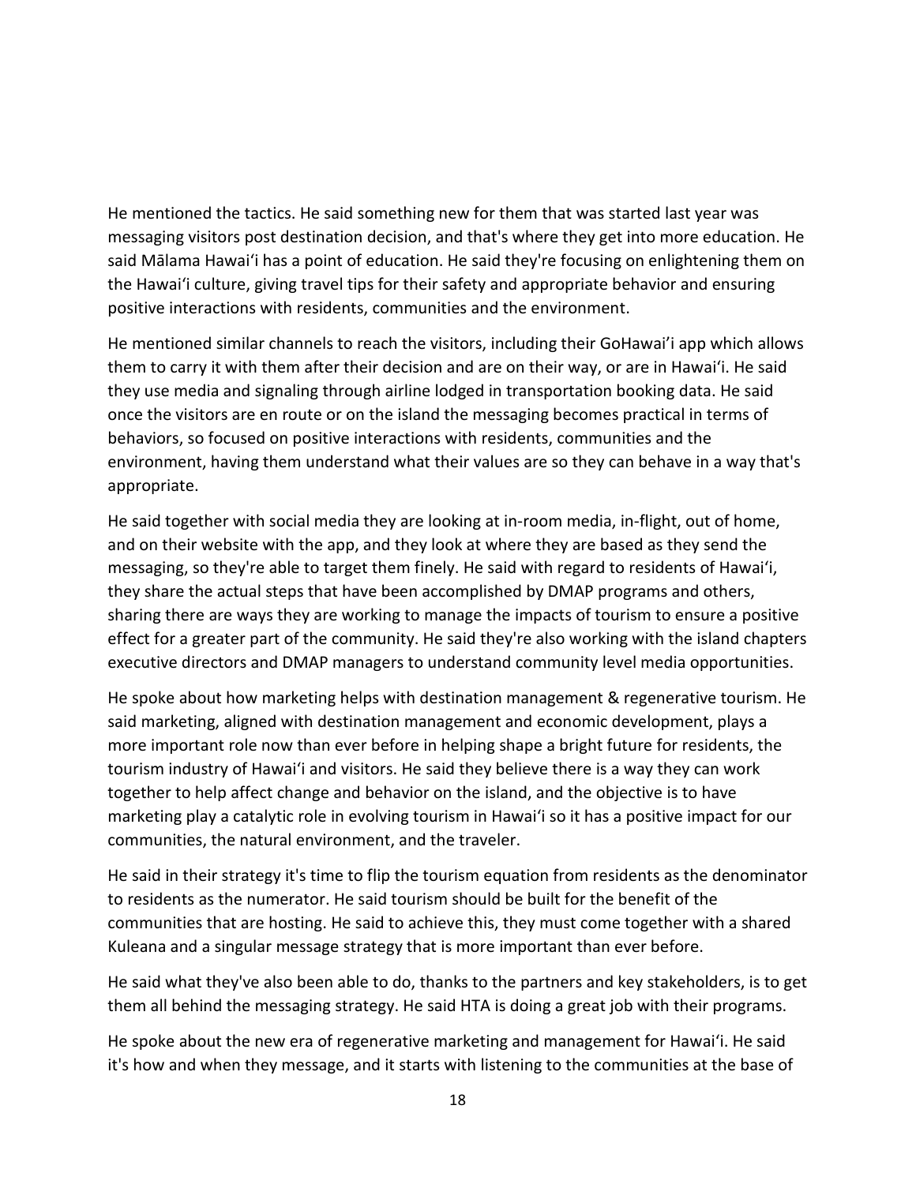He mentioned the tactics. He said something new for them that was started last year was messaging visitors post destination decision, and that's where they get into more education. He said Mālama Hawaiʻi has a point of education. He said they're focusing on enlightening them on the Hawaiʻi culture, giving travel tips for their safety and appropriate behavior and ensuring positive interactions with residents, communities and the environment.

He mentioned similar channels to reach the visitors, including their GoHawaiʻi app which allows them to carry it with them after their decision and are on their way, or are in Hawaiʻi. He said they use media and signaling through airline lodged in transportation booking data. He said once the visitors are en route or on the island the messaging becomes practical in terms of behaviors, so focused on positive interactions with residents, communities and the environment, having them understand what their values are so they can behave in a way that's appropriate.

He said together with social media they are looking at in-room media, in-flight, out of home, and on their website with the app, and they look at where they are based as they send the messaging, so they're able to target them finely. He said with regard to residents of Hawaiʻi, they share the actual steps that have been accomplished by DMAP programs and others, sharing there are ways they are working to manage the impacts of tourism to ensure a positive effect for a greater part of the community. He said they're also working with the island chapters executive directors and DMAP managers to understand community level media opportunities.

He spoke about how marketing helps with destination management & regenerative tourism. He said marketing, aligned with destination management and economic development, plays a more important role now than ever before in helping shape a bright future for residents, the tourism industry of Hawaiʻi and visitors. He said they believe there is a way they can work together to help affect change and behavior on the island, and the objective is to have marketing play a catalytic role in evolving tourism in Hawaiʻi so it has a positive impact for our communities, the natural environment, and the traveler.

He said in their strategy it's time to flip the tourism equation from residents as the denominator to residents as the numerator. He said tourism should be built for the benefit of the communities that are hosting. He said to achieve this, they must come together with a shared Kuleana and a singular message strategy that is more important than ever before.

He said what they've also been able to do, thanks to the partners and key stakeholders, is to get them all behind the messaging strategy. He said HTA is doing a great job with their programs.

He spoke about the new era of regenerative marketing and management for Hawaiʻi. He said it's how and when they message, and it starts with listening to the communities at the base of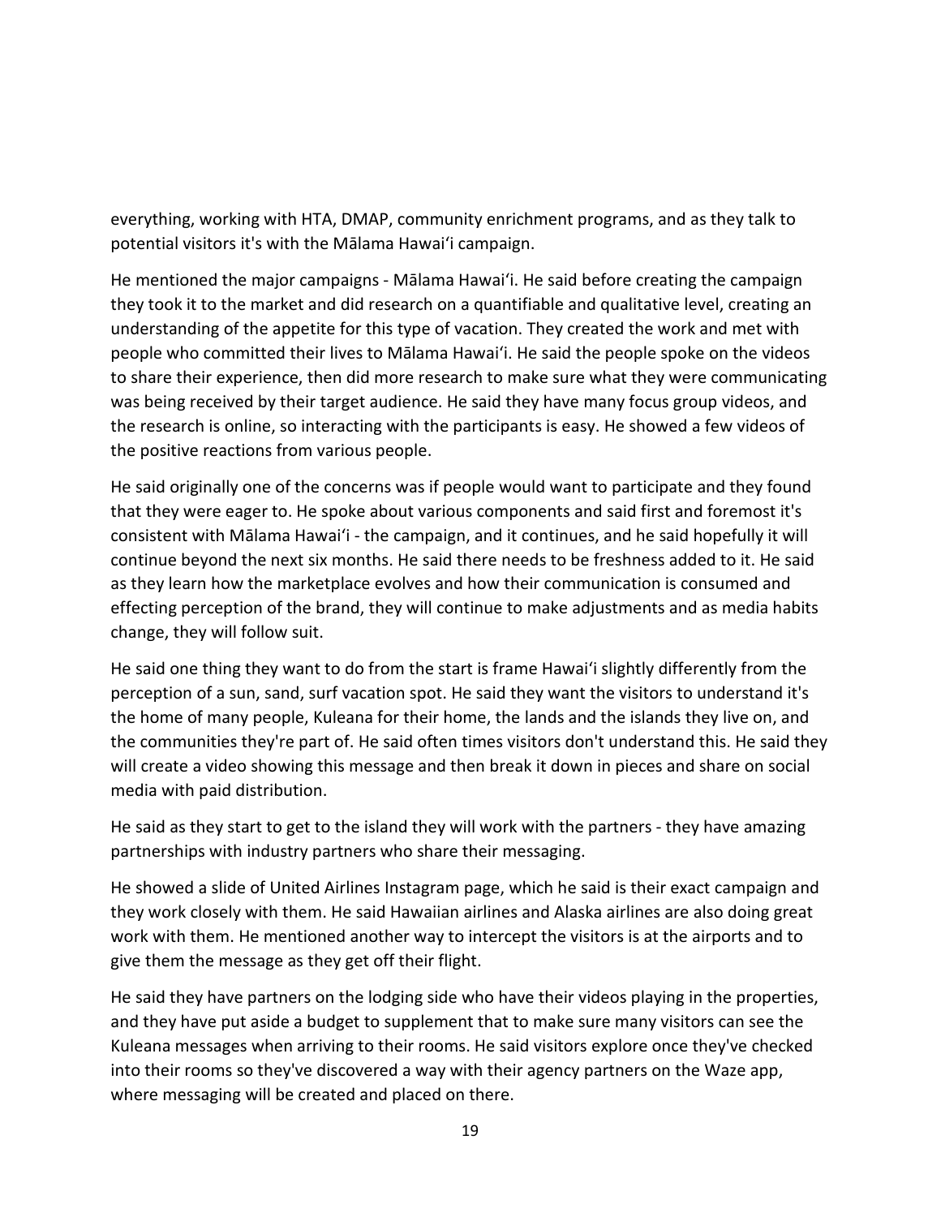everything, working with HTA, DMAP, community enrichment programs, and as they talk to potential visitors it's with the Mālama Hawaiʻi campaign.

He mentioned the major campaigns - Mālama Hawaiʻi. He said before creating the campaign they took it to the market and did research on a quantifiable and qualitative level, creating an understanding of the appetite for this type of vacation. They created the work and met with people who committed their lives to Mālama Hawaiʻi. He said the people spoke on the videos to share their experience, then did more research to make sure what they were communicating was being received by their target audience. He said they have many focus group videos, and the research is online, so interacting with the participants is easy. He showed a few videos of the positive reactions from various people.

He said originally one of the concerns was if people would want to participate and they found that they were eager to. He spoke about various components and said first and foremost it's consistent with Mālama Hawaiʻi - the campaign, and it continues, and he said hopefully it will continue beyond the next six months. He said there needs to be freshness added to it. He said as they learn how the marketplace evolves and how their communication is consumed and effecting perception of the brand, they will continue to make adjustments and as media habits change, they will follow suit.

He said one thing they want to do from the start is frame Hawaiʻi slightly differently from the perception of a sun, sand, surf vacation spot. He said they want the visitors to understand it's the home of many people, Kuleana for their home, the lands and the islands they live on, and the communities they're part of. He said often times visitors don't understand this. He said they will create a video showing this message and then break it down in pieces and share on social media with paid distribution.

He said as they start to get to the island they will work with the partners - they have amazing partnerships with industry partners who share their messaging.

He showed a slide of United Airlines Instagram page, which he said is their exact campaign and they work closely with them. He said Hawaiian airlines and Alaska airlines are also doing great work with them. He mentioned another way to intercept the visitors is at the airports and to give them the message as they get off their flight.

He said they have partners on the lodging side who have their videos playing in the properties, and they have put aside a budget to supplement that to make sure many visitors can see the Kuleana messages when arriving to their rooms. He said visitors explore once they've checked into their rooms so they've discovered a way with their agency partners on the Waze app, where messaging will be created and placed on there.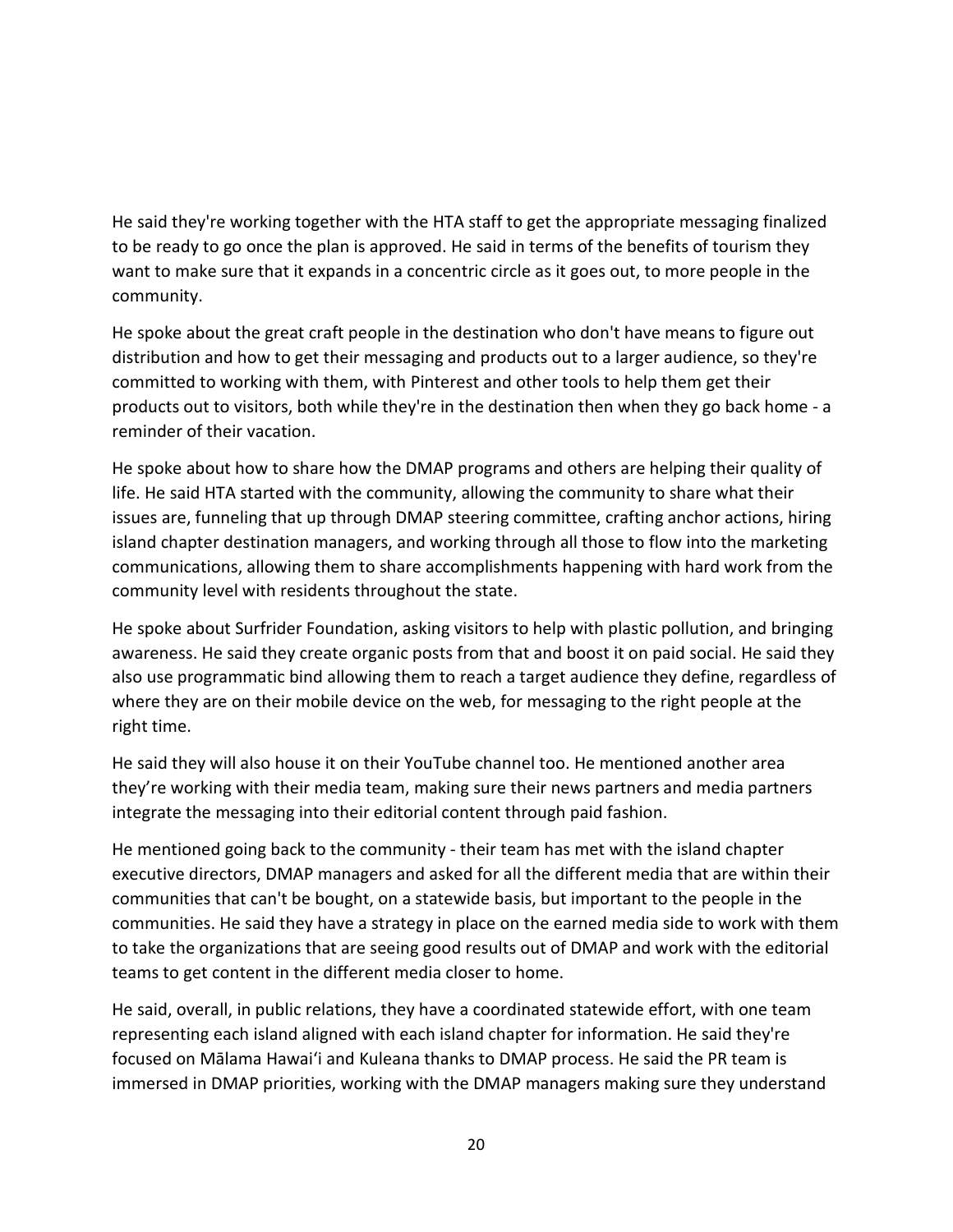He said they're working together with the HTA staff to get the appropriate messaging finalized to be ready to go once the plan is approved. He said in terms of the benefits of tourism they want to make sure that it expands in a concentric circle as it goes out, to more people in the community.

He spoke about the great craft people in the destination who don't have means to figure out distribution and how to get their messaging and products out to a larger audience, so they're committed to working with them, with Pinterest and other tools to help them get their products out to visitors, both while they're in the destination then when they go back home - a reminder of their vacation.

He spoke about how to share how the DMAP programs and others are helping their quality of life. He said HTA started with the community, allowing the community to share what their issues are, funneling that up through DMAP steering committee, crafting anchor actions, hiring island chapter destination managers, and working through all those to flow into the marketing communications, allowing them to share accomplishments happening with hard work from the community level with residents throughout the state.

He spoke about Surfrider Foundation, asking visitors to help with plastic pollution, and bringing awareness. He said they create organic posts from that and boost it on paid social. He said they also use programmatic bind allowing them to reach a target audience they define, regardless of where they are on their mobile device on the web, for messaging to the right people at the right time.

He said they will also house it on their YouTube channel too. He mentioned another area they're working with their media team, making sure their news partners and media partners integrate the messaging into their editorial content through paid fashion.

He mentioned going back to the community - their team has met with the island chapter executive directors, DMAP managers and asked for all the different media that are within their communities that can't be bought, on a statewide basis, but important to the people in the communities. He said they have a strategy in place on the earned media side to work with them to take the organizations that are seeing good results out of DMAP and work with the editorial teams to get content in the different media closer to home.

He said, overall, in public relations, they have a coordinated statewide effort, with one team representing each island aligned with each island chapter for information. He said they're focused on Mālama Hawaiʻi and Kuleana thanks to DMAP process. He said the PR team is immersed in DMAP priorities, working with the DMAP managers making sure they understand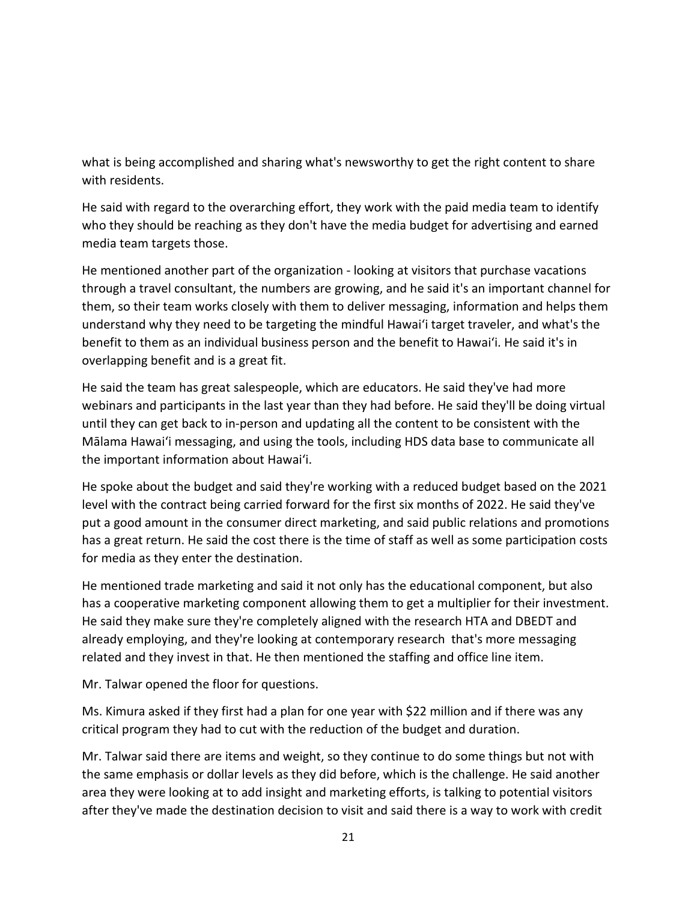what is being accomplished and sharing what's newsworthy to get the right content to share with residents.

He said with regard to the overarching effort, they work with the paid media team to identify who they should be reaching as they don't have the media budget for advertising and earned media team targets those.

He mentioned another part of the organization - looking at visitors that purchase vacations through a travel consultant, the numbers are growing, and he said it's an important channel for them, so their team works closely with them to deliver messaging, information and helps them understand why they need to be targeting the mindful Hawaiʻi target traveler, and what's the benefit to them as an individual business person and the benefit to Hawaiʻi. He said it's in overlapping benefit and is a great fit.

He said the team has great salespeople, which are educators. He said they've had more webinars and participants in the last year than they had before. He said they'll be doing virtual until they can get back to in-person and updating all the content to be consistent with the Mālama Hawaiʻi messaging, and using the tools, including HDS data base to communicate all the important information about Hawaiʻi.

He spoke about the budget and said they're working with a reduced budget based on the 2021 level with the contract being carried forward for the first six months of 2022. He said they've put a good amount in the consumer direct marketing, and said public relations and promotions has a great return. He said the cost there is the time of staff as well as some participation costs for media as they enter the destination.

He mentioned trade marketing and said it not only has the educational component, but also has a cooperative marketing component allowing them to get a multiplier for their investment. He said they make sure they're completely aligned with the research HTA and DBEDT and already employing, and they're looking at contemporary research that's more messaging related and they invest in that. He then mentioned the staffing and office line item.

Mr. Talwar opened the floor for questions.

Ms. Kimura asked if they first had a plan for one year with $22 million and if there was any critical program they had to cut with the reduction of the budget and duration.

Mr. Talwar said there are items and weight, so they continue to do some things but not with the same emphasis or dollar levels as they did before, which is the challenge. He said another area they were looking at to add insight and marketing efforts, is talking to potential visitors after they've made the destination decision to visit and said there is a way to work with credit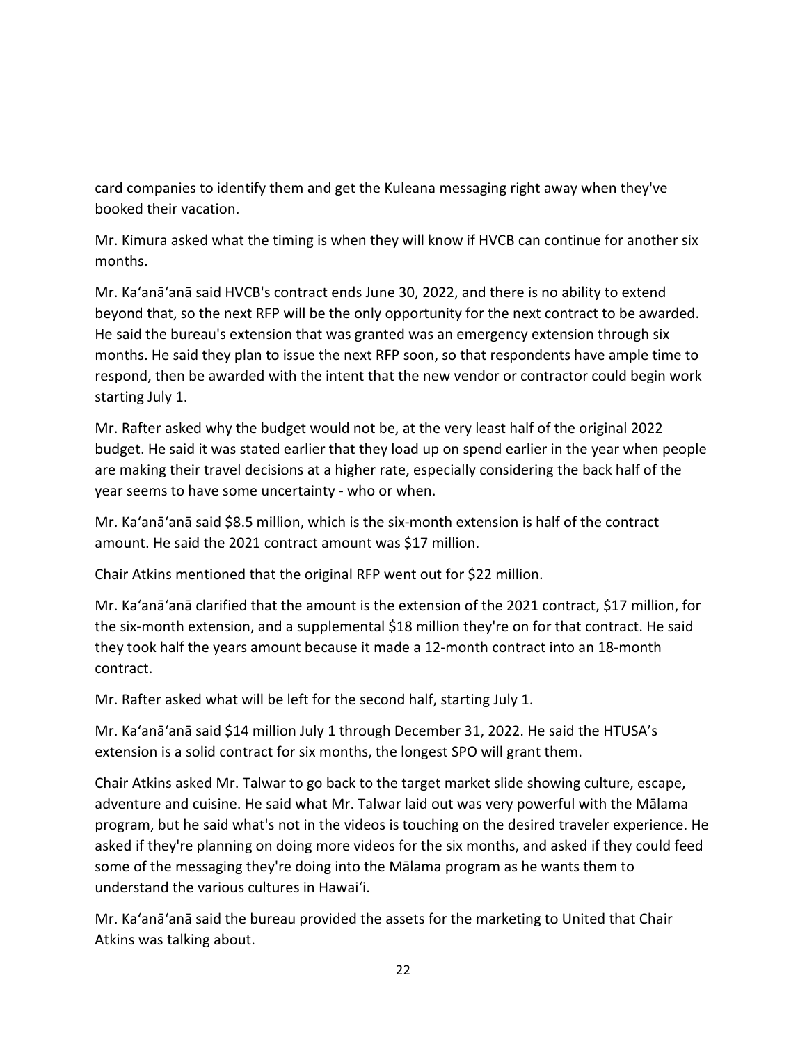card companies to identify them and get the Kuleana messaging right away when they've booked their vacation.

Mr. Kimura asked what the timing is when they will know if HVCB can continue for another six months.

Mr. Kaʻanāʻanā said HVCB's contract ends June 30, 2022, and there is no ability to extend beyond that, so the next RFP will be the only opportunity for the next contract to be awarded. He said the bureau's extension that was granted was an emergency extension through six months. He said they plan to issue the next RFP soon, so that respondents have ample time to respond, then be awarded with the intent that the new vendor or contractor could begin work starting July 1.

Mr. Rafter asked why the budget would not be, at the very least half of the original 2022 budget. He said it was stated earlier that they load up on spend earlier in the year when people are making their travel decisions at a higher rate, especially considering the back half of the year seems to have some uncertainty - who or when.

Mr. Kaʻanāʻanā said $8.5 million, which is the six-month extension is half of the contract amount. He said the 2021 contract amount was $17 million.

Chair Atkins mentioned that the original RFP went out for $22 million.

Mr. Kaʻanāʻanā clarified that the amount is the extension of the 2021 contract, $17 million, for the six-month extension, and a supplemental $18 million they're on for that contract. He said they took half the years amount because it made a 12-month contract into an 18-month contract.

Mr. Rafter asked what will be left for the second half, starting July 1.

Mr. Kaʻanāʻanā said $14 million July 1 through December 31, 2022. He said the HTUSA's extension is a solid contract for six months, the longest SPO will grant them.

Chair Atkins asked Mr. Talwar to go back to the target market slide showing culture, escape, adventure and cuisine. He said what Mr. Talwar laid out was very powerful with the Mālama program, but he said what's not in the videos is touching on the desired traveler experience. He asked if they're planning on doing more videos for the six months, and asked if they could feed some of the messaging they're doing into the Mālama program as he wants them to understand the various cultures in Hawaiʻi.

Mr. Kaʻanāʻanā said the bureau provided the assets for the marketing to United that Chair Atkins was talking about.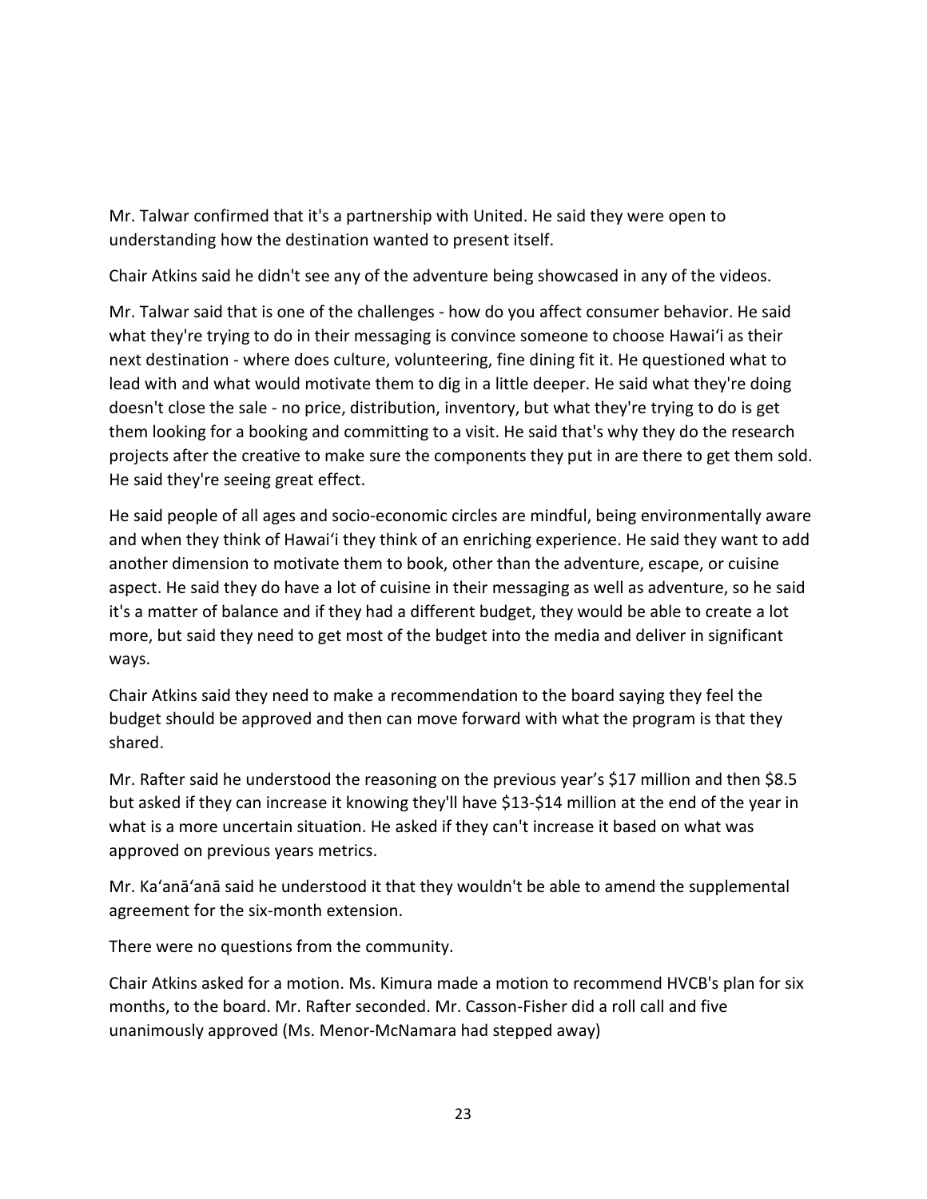Mr. Talwar confirmed that it's a partnership with United. He said they were open to understanding how the destination wanted to present itself.

Chair Atkins said he didn't see any of the adventure being showcased in any of the videos.

Mr. Talwar said that is one of the challenges - how do you affect consumer behavior. He said what they're trying to do in their messaging is convince someone to choose Hawaiʻi as their next destination - where does culture, volunteering, fine dining fit it. He questioned what to lead with and what would motivate them to dig in a little deeper. He said what they're doing doesn't close the sale - no price, distribution, inventory, but what they're trying to do is get them looking for a booking and committing to a visit. He said that's why they do the research projects after the creative to make sure the components they put in are there to get them sold. He said they're seeing great effect.

He said people of all ages and socio-economic circles are mindful, being environmentally aware and when they think of Hawaiʻi they think of an enriching experience. He said they want to add another dimension to motivate them to book, other than the adventure, escape, or cuisine aspect. He said they do have a lot of cuisine in their messaging as well as adventure, so he said it's a matter of balance and if they had a different budget, they would be able to create a lot more, but said they need to get most of the budget into the media and deliver in significant ways.

Chair Atkins said they need to make a recommendation to the board saying they feel the budget should be approved and then can move forward with what the program is that they shared.

Mr. Rafter said he understood the reasoning on the previous year's $17 million and then $8.5 but asked if they can increase it knowing they'll have $13-$14 million at the end of the year in what is a more uncertain situation. He asked if they can't increase it based on what was approved on previous years metrics.

Mr. Kaʻanāʻanā said he understood it that they wouldn't be able to amend the supplemental agreement for the six-month extension.

There were no questions from the community.

Chair Atkins asked for a motion. Ms. Kimura made a motion to recommend HVCB's plan for six months, to the board. Mr. Rafter seconded. Mr. Casson-Fisher did a roll call and five unanimously approved (Ms. Menor-McNamara had stepped away)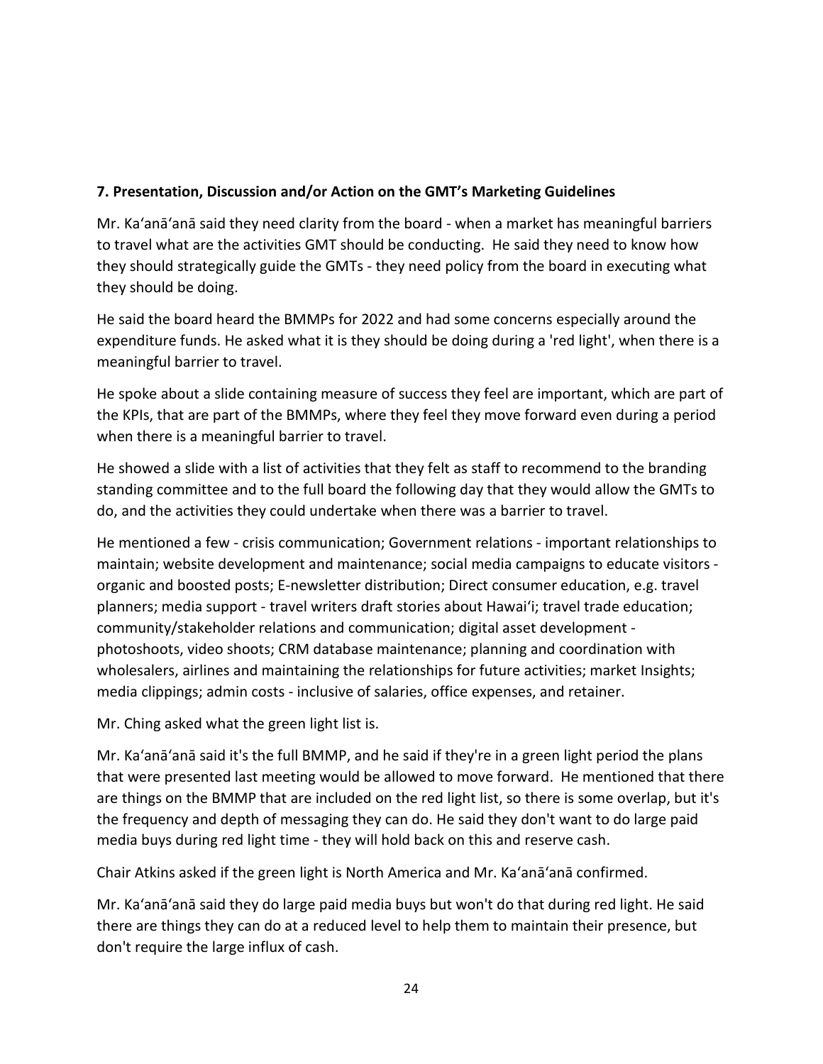**7. Presentation, Discussion and/or Action on the GMT's Marketing Guidelines**

Mr. Kaʻanāʻanā said they need clarity from the board - when a market has meaningful barriers to travel what are the activities GMT should be conducting. He said they need to know how they should strategically guide the GMTs - they need policy from the board in executing what they should be doing.

He said the board heard the BMMPs for 2022 and had some concerns especially around the expenditure funds. He asked what it is they should be doing during a 'red light', when there is a meaningful barrier to travel.

He spoke about a slide containing measure of success they feel are important, which are part of the KPIs, that are part of the BMMPs, where they feel they move forward even during a period when there is a meaningful barrier to travel.

He showed a slide with a list of activities that they felt as staff to recommend to the branding standing committee and to the full board the following day that they would allow the GMTs to do, and the activities they could undertake when there was a barrier to travel.

He mentioned a few - crisis communication; Government relations - important relationships to maintain; website development and maintenance; social media campaigns to educate visitors - organic and boosted posts; E-newsletter distribution; Direct consumer education, e.g. travel planners; media support - travel writers draft stories about Hawaiʻi; travel trade education; community/stakeholder relations and communication; digital asset development - photoshoots, video shoots; CRM database maintenance; planning and coordination with wholesalers, airlines and maintaining the relationships for future activities; market Insights; media clippings; admin costs - inclusive of salaries, office expenses, and retainer.

Mr. Ching asked what the green light list is.

Mr. Kaʻanāʻanā said it's the full BMMP, and he said if they're in a green light period the plans that were presented last meeting would be allowed to move forward. He mentioned that there are things on the BMMP that are included on the red light list, so there is some overlap, but it's the frequency and depth of messaging they can do. He said they don't want to do large paid media buys during red light time - they will hold back on this and reserve cash.

Chair Atkins asked if the green light is North America and Mr. Kaʻanāʻanā confirmed.

Mr. Kaʻanāʻanā said they do large paid media buys but won't do that during red light. He said there are things they can do at a reduced level to help them to maintain their presence, but don't require the large influx of cash.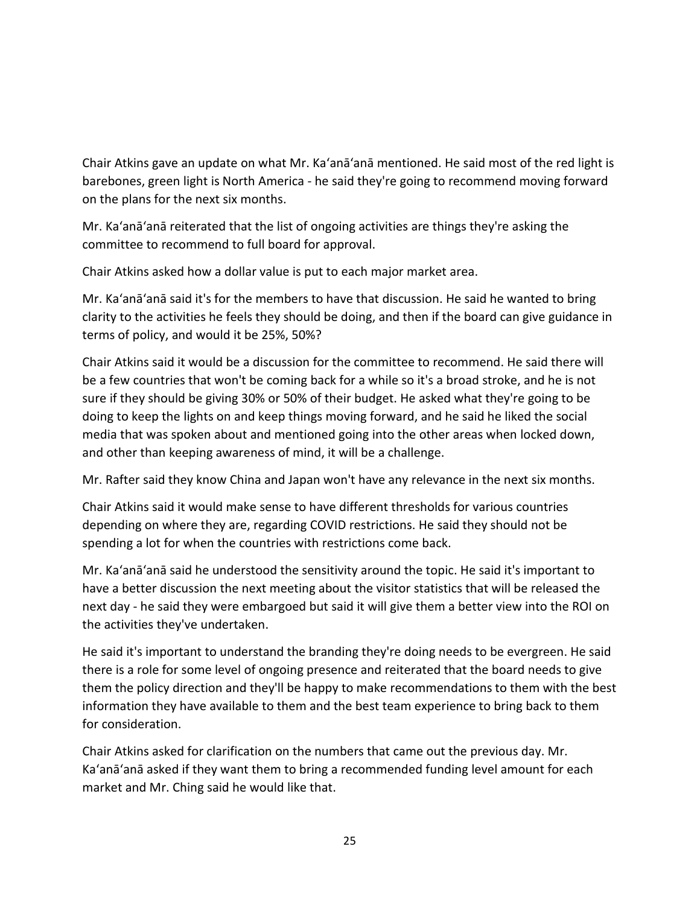Chair Atkins gave an update on what Mr. Kaʻanāʻanā mentioned. He said most of the red light is barebones, green light is North America - he said they're going to recommend moving forward on the plans for the next six months.

Mr. Kaʻanāʻanā reiterated that the list of ongoing activities are things they're asking the committee to recommend to full board for approval.

Chair Atkins asked how a dollar value is put to each major market area.

Mr. Kaʻanāʻanā said it's for the members to have that discussion. He said he wanted to bring clarity to the activities he feels they should be doing, and then if the board can give guidance in terms of policy, and would it be 25%, 50%?

Chair Atkins said it would be a discussion for the committee to recommend. He said there will be a few countries that won't be coming back for a while so it's a broad stroke, and he is not sure if they should be giving 30% or 50% of their budget. He asked what they're going to be doing to keep the lights on and keep things moving forward, and he said he liked the social media that was spoken about and mentioned going into the other areas when locked down, and other than keeping awareness of mind, it will be a challenge.

Mr. Rafter said they know China and Japan won't have any relevance in the next six months.

Chair Atkins said it would make sense to have different thresholds for various countries depending on where they are, regarding COVID restrictions. He said they should not be spending a lot for when the countries with restrictions come back.

Mr. Kaʻanāʻanā said he understood the sensitivity around the topic. He said it's important to have a better discussion the next meeting about the visitor statistics that will be released the next day - he said they were embargoed but said it will give them a better view into the ROI on the activities they've undertaken.

He said it's important to understand the branding they're doing needs to be evergreen. He said there is a role for some level of ongoing presence and reiterated that the board needs to give them the policy direction and they'll be happy to make recommendations to them with the best information they have available to them and the best team experience to bring back to them for consideration.

Chair Atkins asked for clarification on the numbers that came out the previous day. Mr. Kaʻanāʻanā asked if they want them to bring a recommended funding level amount for each market and Mr. Ching said he would like that.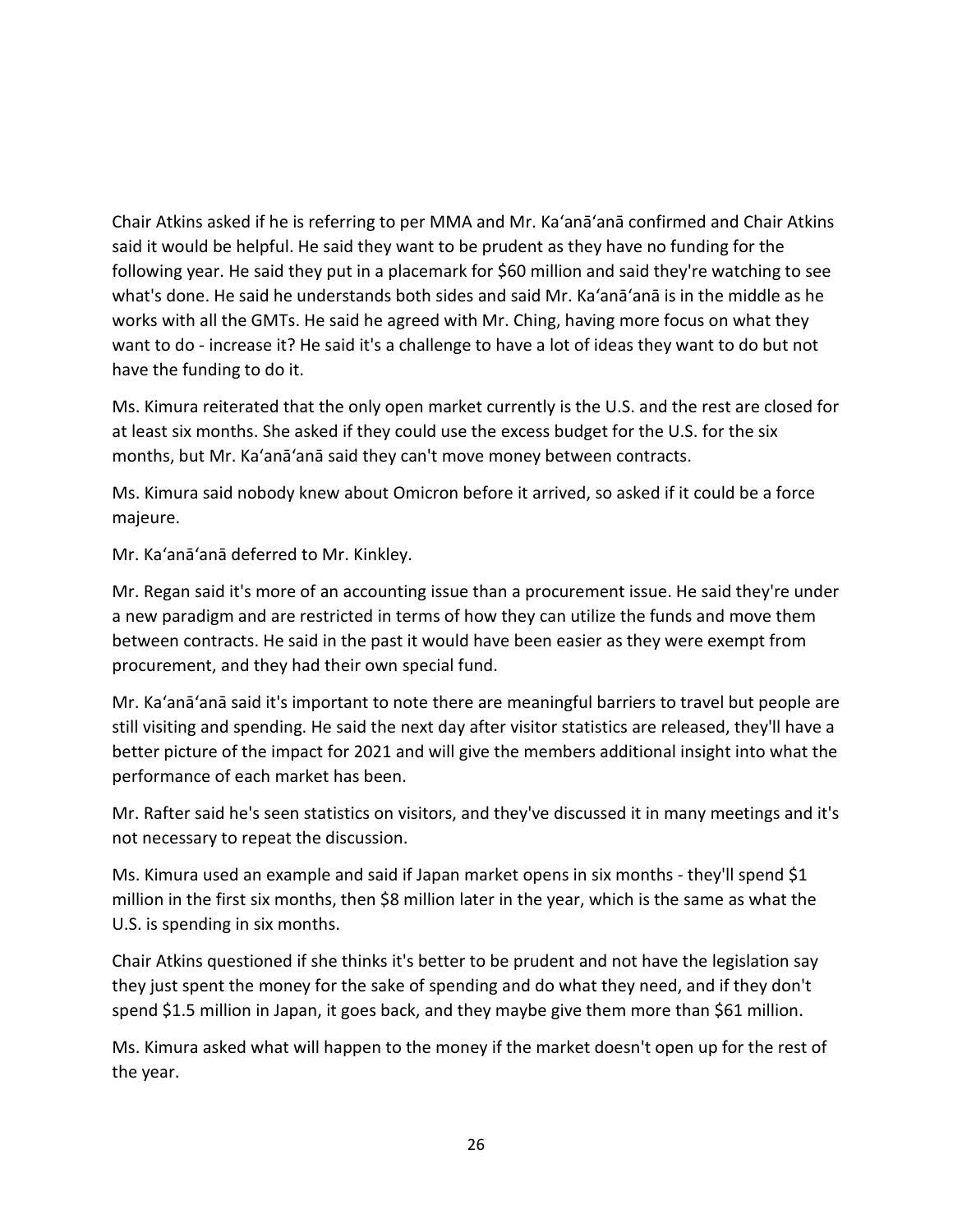Chair Atkins asked if he is referring to per MMA and Mr. Ka‘anā‘anā confirmed and Chair Atkins said it would be helpful. He said they want to be prudent as they have no funding for the following year. He said they put in a placemark for $60 million and said they're watching to see what's done. He said he understands both sides and said Mr. Ka‘anā‘anā is in the middle as he works with all the GMTs. He said he agreed with Mr. Ching, having more focus on what they want to do - increase it? He said it's a challenge to have a lot of ideas they want to do but not have the funding to do it.

Ms. Kimura reiterated that the only open market currently is the U.S. and the rest are closed for at least six months. She asked if they could use the excess budget for the U.S. for the six months, but Mr. Ka‘anā‘anā said they can't move money between contracts.

Ms. Kimura said nobody knew about Omicron before it arrived, so asked if it could be a force majeure.

Mr. Ka‘anā‘anā deferred to Mr. Kinkley.

Mr. Regan said it's more of an accounting issue than a procurement issue. He said they're under a new paradigm and are restricted in terms of how they can utilize the funds and move them between contracts. He said in the past it would have been easier as they were exempt from procurement, and they had their own special fund.

Mr. Ka‘anā‘anā said it's important to note there are meaningful barriers to travel but people are still visiting and spending. He said the next day after visitor statistics are released, they'll have a better picture of the impact for 2021 and will give the members additional insight into what the performance of each market has been.

Mr. Rafter said he's seen statistics on visitors, and they've discussed it in many meetings and it's not necessary to repeat the discussion.

Ms. Kimura used an example and said if Japan market opens in six months - they'll spend $1 million in the first six months, then $8 million later in the year, which is the same as what the U.S. is spending in six months.

Chair Atkins questioned if she thinks it's better to be prudent and not have the legislation say they just spent the money for the sake of spending and do what they need, and if they don't spend $1.5 million in Japan, it goes back, and they maybe give them more than $61 million.

Ms. Kimura asked what will happen to the money if the market doesn't open up for the rest of the year.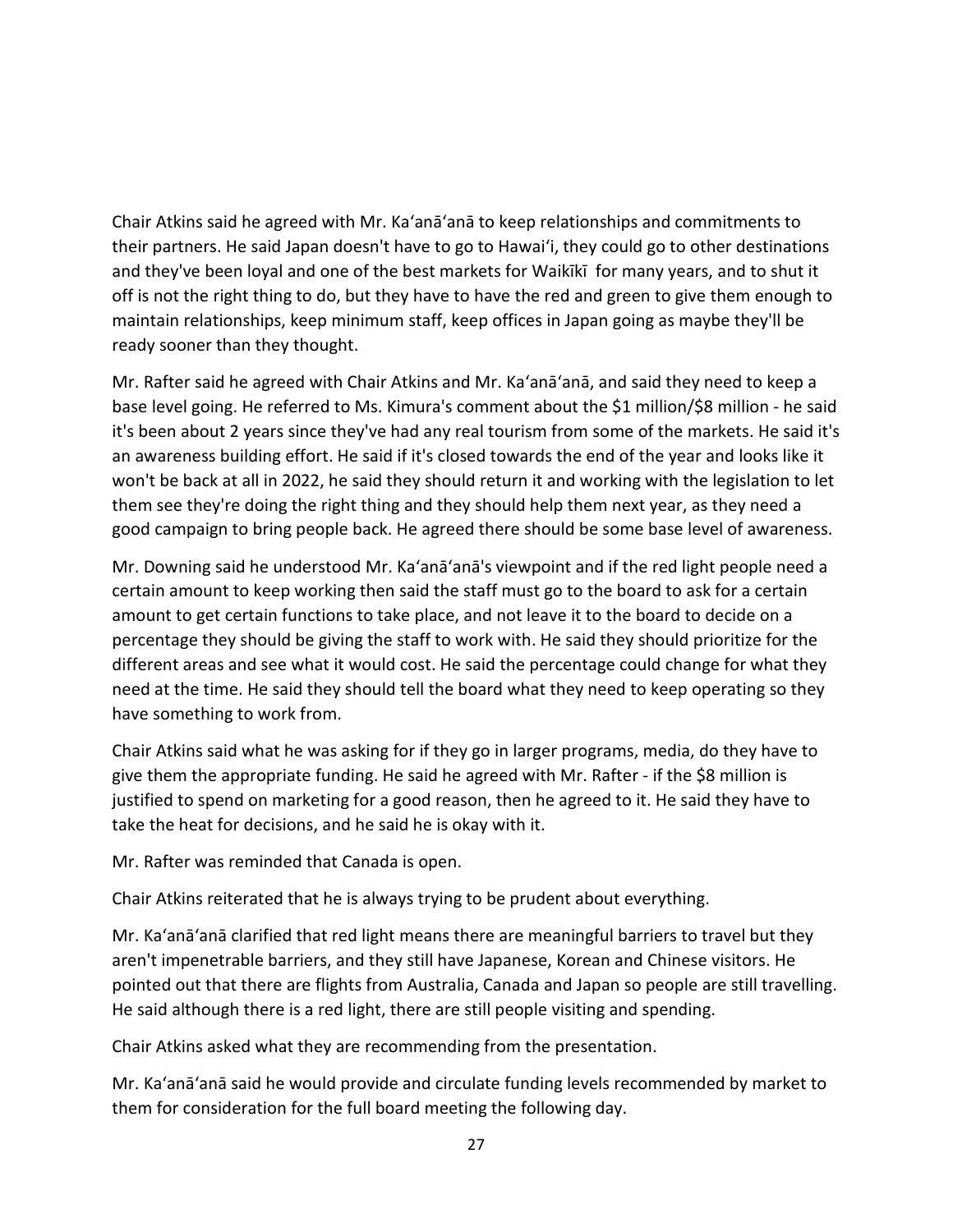Chair Atkins said he agreed with Mr. Ka'anā'anā to keep relationships and commitments to their partners. He said Japan doesn't have to go to Hawai'i, they could go to other destinations and they've been loyal and one of the best markets for Waikīkī for many years, and to shut it off is not the right thing to do, but they have to have the red and green to give them enough to maintain relationships, keep minimum staff, keep offices in Japan going as maybe they'll be ready sooner than they thought.

Mr. Rafter said he agreed with Chair Atkins and Mr. Ka'anā'anā, and said they need to keep a base level going. He referred to Ms. Kimura's comment about the $1 million/$8 million - he said it's been about 2 years since they've had any real tourism from some of the markets. He said it's an awareness building effort. He said if it's closed towards the end of the year and looks like it won't be back at all in 2022, he said they should return it and working with the legislation to let them see they're doing the right thing and they should help them next year, as they need a good campaign to bring people back. He agreed there should be some base level of awareness.

Mr. Downing said he understood Mr. Ka'anā'anā's viewpoint and if the red light people need a certain amount to keep working then said the staff must go to the board to ask for a certain amount to get certain functions to take place, and not leave it to the board to decide on a percentage they should be giving the staff to work with. He said they should prioritize for the different areas and see what it would cost. He said the percentage could change for what they need at the time. He said they should tell the board what they need to keep operating so they have something to work from.

Chair Atkins said what he was asking for if they go in larger programs, media, do they have to give them the appropriate funding. He said he agreed with Mr. Rafter - if the $8 million is justified to spend on marketing for a good reason, then he agreed to it. He said they have to take the heat for decisions, and he said he is okay with it.

Mr. Rafter was reminded that Canada is open.

Chair Atkins reiterated that he is always trying to be prudent about everything.

Mr. Ka'anā'anā clarified that red light means there are meaningful barriers to travel but they aren't impenetrable barriers, and they still have Japanese, Korean and Chinese visitors. He pointed out that there are flights from Australia, Canada and Japan so people are still travelling. He said although there is a red light, there are still people visiting and spending.

Chair Atkins asked what they are recommending from the presentation.

Mr. Ka'anā'anā said he would provide and circulate funding levels recommended by market to them for consideration for the full board meeting the following day.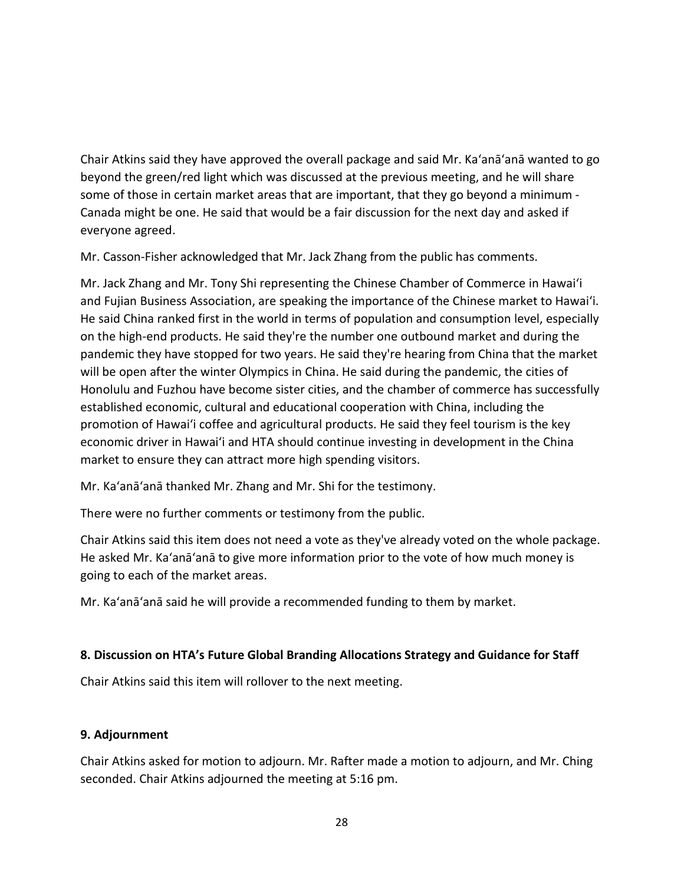Chair Atkins said they have approved the overall package and said Mr. Kaʻanāʻanā wanted to go beyond the green/red light which was discussed at the previous meeting, and he will share some of those in certain market areas that are important, that they go beyond a minimum - Canada might be one. He said that would be a fair discussion for the next day and asked if everyone agreed.

Mr. Casson-Fisher acknowledged that Mr. Jack Zhang from the public has comments.

Mr. Jack Zhang and Mr. Tony Shi representing the Chinese Chamber of Commerce in Hawaiʻi and Fujian Business Association, are speaking the importance of the Chinese market to Hawaiʻi. He said China ranked first in the world in terms of population and consumption level, especially on the high-end products. He said they're the number one outbound market and during the pandemic they have stopped for two years. He said they're hearing from China that the market will be open after the winter Olympics in China. He said during the pandemic, the cities of Honolulu and Fuzhou have become sister cities, and the chamber of commerce has successfully established economic, cultural and educational cooperation with China, including the promotion of Hawaiʻi coffee and agricultural products. He said they feel tourism is the key economic driver in Hawaiʻi and HTA should continue investing in development in the China market to ensure they can attract more high spending visitors.

Mr. Kaʻanāʻanā thanked Mr. Zhang and Mr. Shi for the testimony.

There were no further comments or testimony from the public.

Chair Atkins said this item does not need a vote as they've already voted on the whole package. He asked Mr. Kaʻanāʻanā to give more information prior to the vote of how much money is going to each of the market areas.

Mr. Kaʻanāʻanā said he will provide a recommended funding to them by market.

**8. Discussion on HTA's Future Global Branding Allocations Strategy and Guidance for Staff**

Chair Atkins said this item will rollover to the next meeting.

**9. Adjournment**

Chair Atkins asked for motion to adjourn. Mr. Rafter made a motion to adjourn, and Mr. Ching seconded. Chair Atkins adjourned the meeting at 5:16 pm.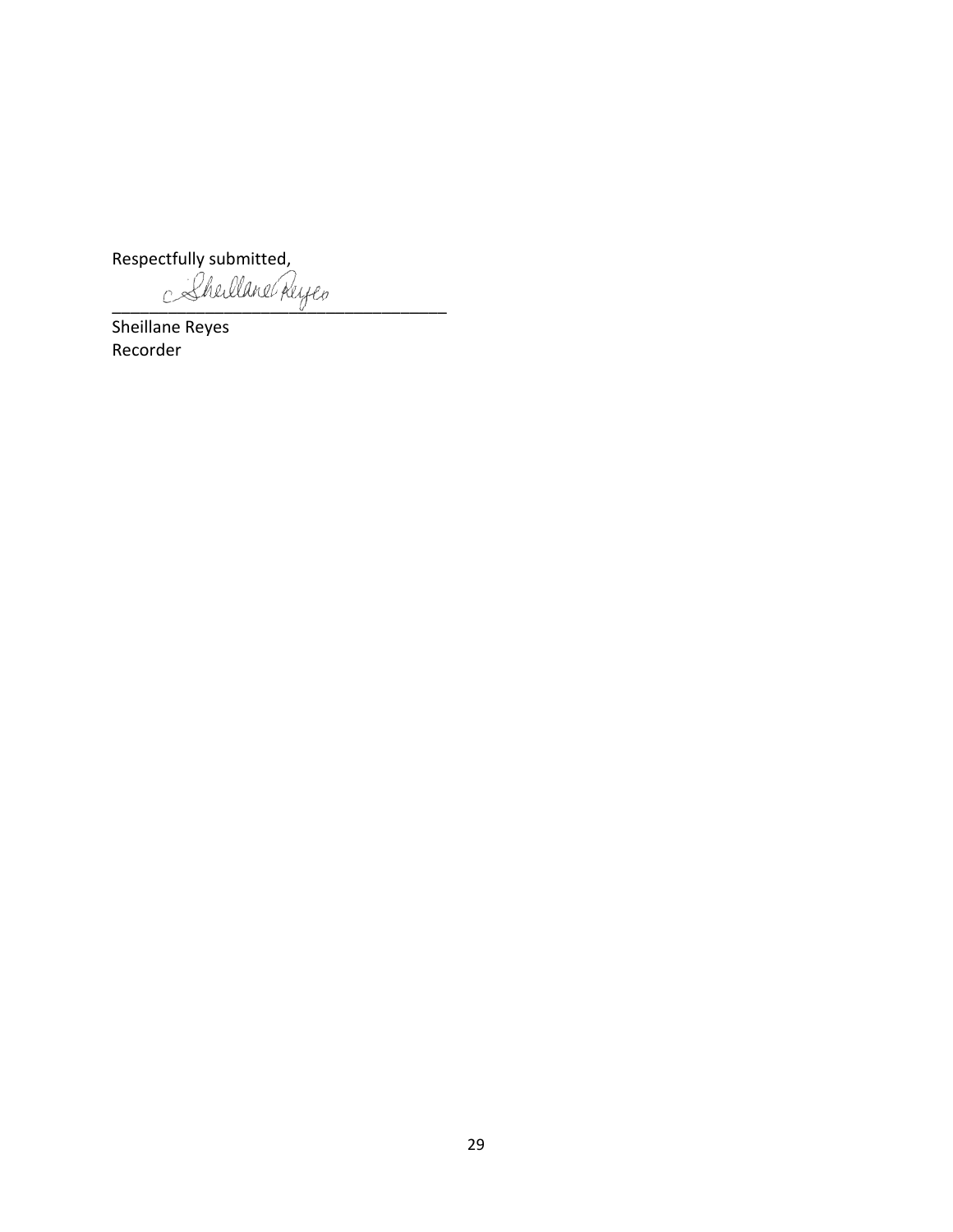Respectfully submitted,

\_\_\_\_\_\_\_\_\_\_\_\_\_\_\_\_\_\_\_\_\_\_\_\_\_\_\_\_\_\_\_\_\_\_\_\_

Sheillane Reyes  
Recorder